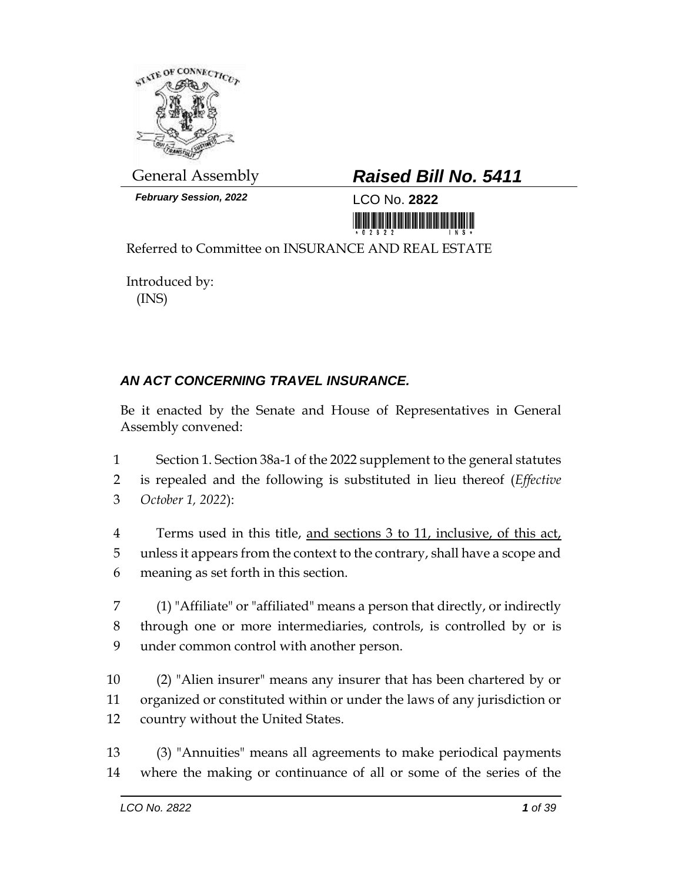General Assembly

***February Session, 2022***

# ***Raised Bill No. 5411***

LCO No. **2822**

Referred to Committee on INSURANCE AND REAL ESTATE

Introduced by:
(INS)

## ***AN ACT CONCERNING TRAVEL INSURANCE.***

Be it enacted by the Senate and House of Representatives in General Assembly convened:

1 Section 1. Section 38a-1 of the 2022 supplement to the general statutes
2 is repealed and the following is substituted in lieu thereof (*Effective*
3 *October 1, 2022*):

4 Terms used in this title, <u>and sections 3 to 11, inclusive, of this act,</u>
5 unless it appears from the context to the contrary, shall have a scope and
6 meaning as set forth in this section.

7 (1) "Affiliate" or "affiliated" means a person that directly, or indirectly
8 through one or more intermediaries, controls, is controlled by or is
9 under common control with another person.

10 (2) "Alien insurer" means any insurer that has been chartered by or
11 organized or constituted within or under the laws of any jurisdiction or
12 country without the United States.

13 (3) "Annuities" means all agreements to make periodical payments
14 where the making or continuance of all or some of the series of the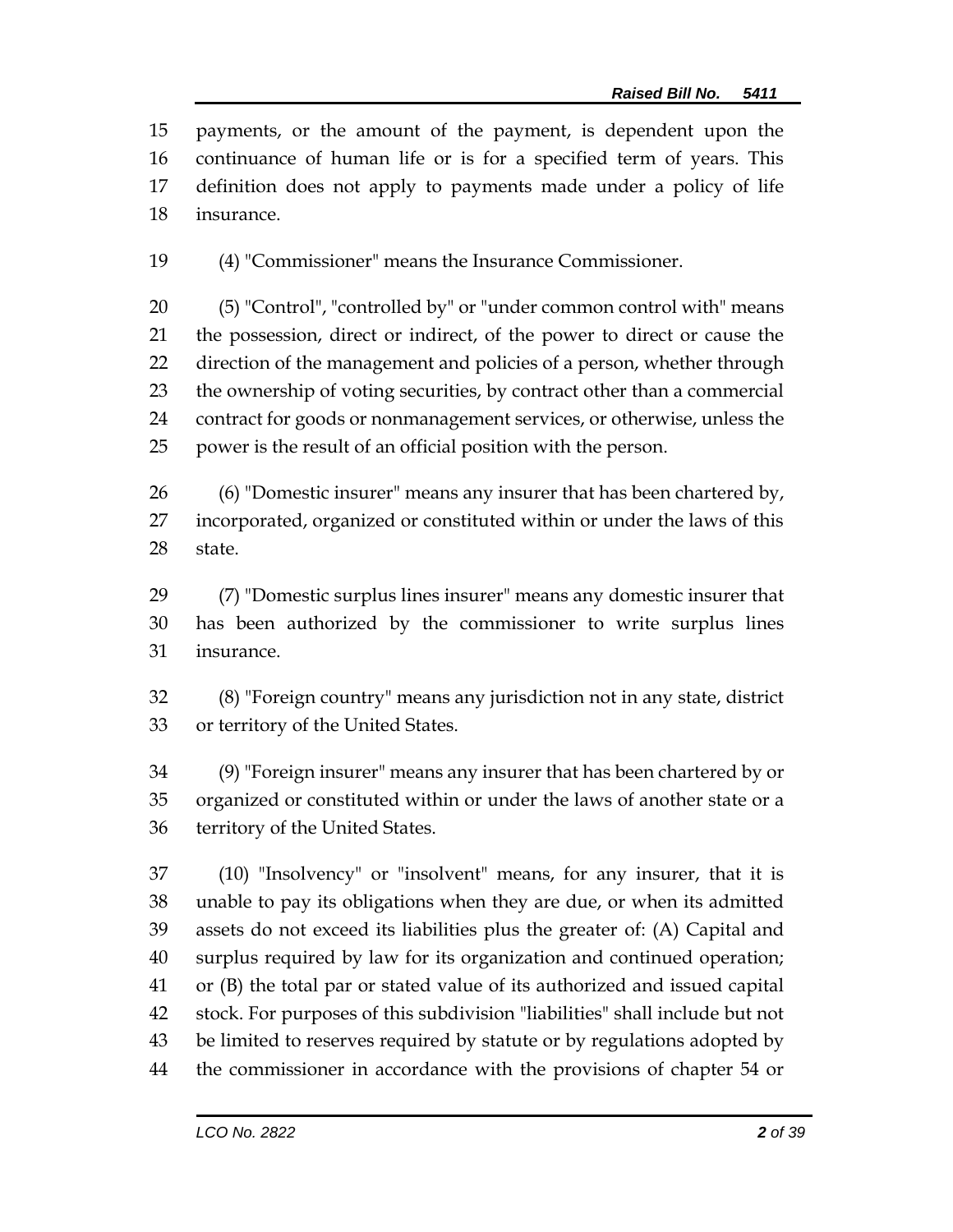payments, or the amount of the payment, is dependent upon the continuance of human life or is for a specified term of years. This definition does not apply to payments made under a policy of life insurance.

(4) "Commissioner" means the Insurance Commissioner.

(5) "Control", "controlled by" or "under common control with" means the possession, direct or indirect, of the power to direct or cause the direction of the management and policies of a person, whether through the ownership of voting securities, by contract other than a commercial contract for goods or nonmanagement services, or otherwise, unless the power is the result of an official position with the person.

(6) "Domestic insurer" means any insurer that has been chartered by, incorporated, organized or constituted within or under the laws of this state.

(7) "Domestic surplus lines insurer" means any domestic insurer that has been authorized by the commissioner to write surplus lines insurance.

(8) "Foreign country" means any jurisdiction not in any state, district or territory of the United States.

(9) "Foreign insurer" means any insurer that has been chartered by or organized or constituted within or under the laws of another state or a territory of the United States.

(10) "Insolvency" or "insolvent" means, for any insurer, that it is unable to pay its obligations when they are due, or when its admitted assets do not exceed its liabilities plus the greater of: (A) Capital and surplus required by law for its organization and continued operation; or (B) the total par or stated value of its authorized and issued capital stock. For purposes of this subdivision "liabilities" shall include but not be limited to reserves required by statute or by regulations adopted by the commissioner in accordance with the provisions of chapter 54 or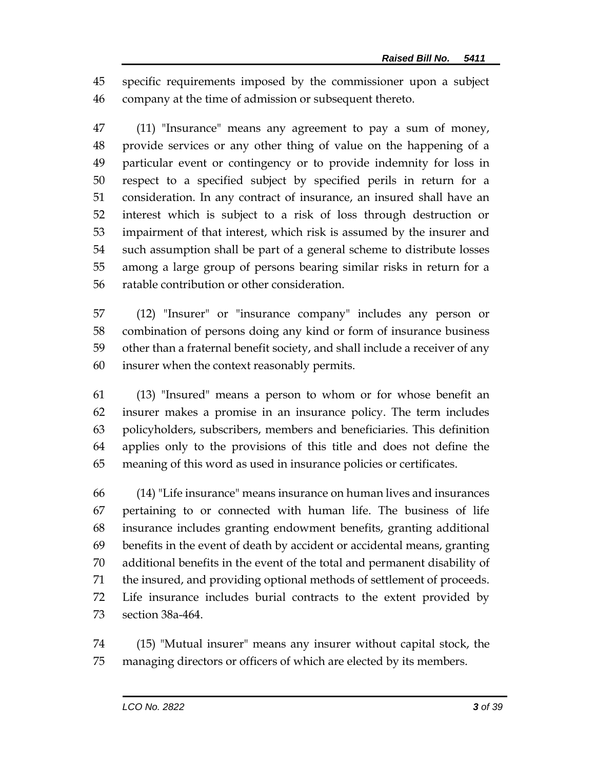specific requirements imposed by the commissioner upon a subject company at the time of admission or subsequent thereto.

(11) "Insurance" means any agreement to pay a sum of money, provide services or any other thing of value on the happening of a particular event or contingency or to provide indemnity for loss in respect to a specified subject by specified perils in return for a consideration. In any contract of insurance, an insured shall have an interest which is subject to a risk of loss through destruction or impairment of that interest, which risk is assumed by the insurer and such assumption shall be part of a general scheme to distribute losses among a large group of persons bearing similar risks in return for a ratable contribution or other consideration.

(12) "Insurer" or "insurance company" includes any person or combination of persons doing any kind or form of insurance business other than a fraternal benefit society, and shall include a receiver of any insurer when the context reasonably permits.

(13) "Insured" means a person to whom or for whose benefit an insurer makes a promise in an insurance policy. The term includes policyholders, subscribers, members and beneficiaries. This definition applies only to the provisions of this title and does not define the meaning of this word as used in insurance policies or certificates.

(14) "Life insurance" means insurance on human lives and insurances pertaining to or connected with human life. The business of life insurance includes granting endowment benefits, granting additional benefits in the event of death by accident or accidental means, granting additional benefits in the event of the total and permanent disability of the insured, and providing optional methods of settlement of proceeds. Life insurance includes burial contracts to the extent provided by section 38a-464.

(15) "Mutual insurer" means any insurer without capital stock, the managing directors or officers of which are elected by its members.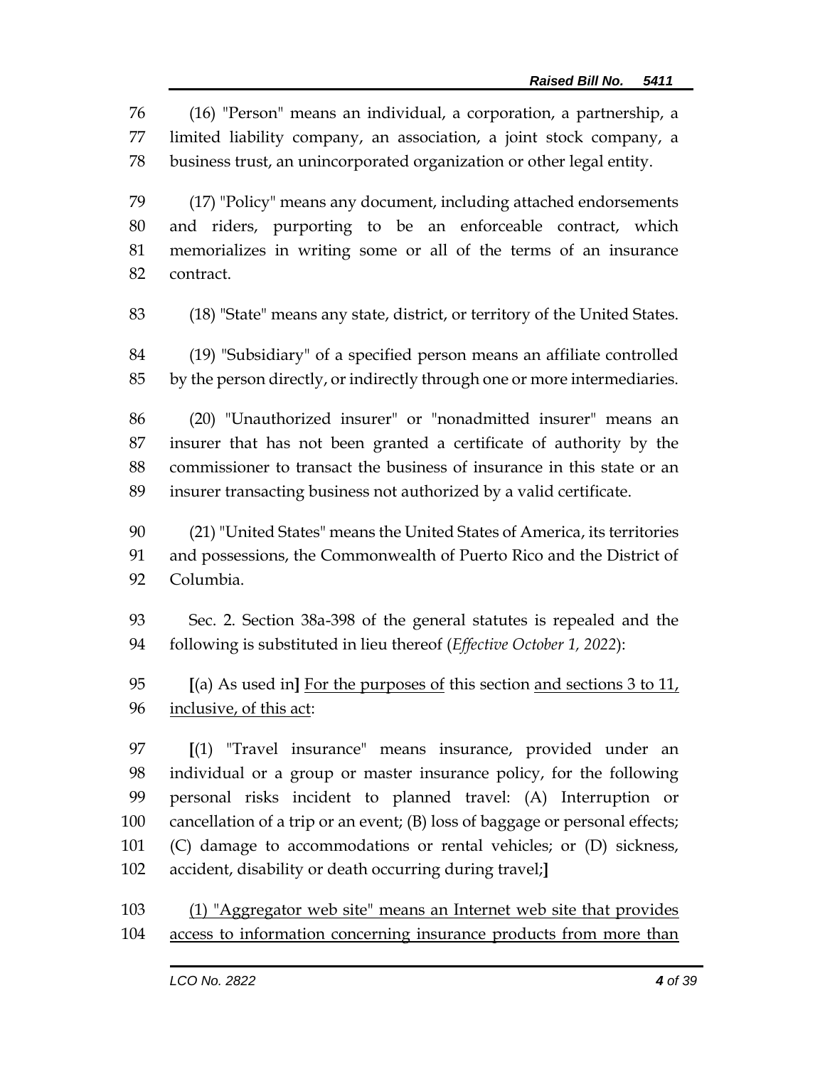(16) "Person" means an individual, a corporation, a partnership, a limited liability company, an association, a joint stock company, a business trust, an unincorporated organization or other legal entity.

(17) "Policy" means any document, including attached endorsements and riders, purporting to be an enforceable contract, which memorializes in writing some or all of the terms of an insurance contract.

(18) "State" means any state, district, or territory of the United States.

(19) "Subsidiary" of a specified person means an affiliate controlled by the person directly, or indirectly through one or more intermediaries.

(20) "Unauthorized insurer" or "nonadmitted insurer" means an insurer that has not been granted a certificate of authority by the commissioner to transact the business of insurance in this state or an insurer transacting business not authorized by a valid certificate.

(21) "United States" means the United States of America, its territories and possessions, the Commonwealth of Puerto Rico and the District of Columbia.

Sec. 2. Section 38a-398 of the general statutes is repealed and the following is substituted in lieu thereof (*Effective October 1, 2022*):

**[**(a) As used in**]** <u>For the purposes of</u> this section <u>and sections 3 to 11, inclusive, of this act</u>:

**[**(1) "Travel insurance" means insurance, provided under an individual or a group or master insurance policy, for the following personal risks incident to planned travel: (A) Interruption or cancellation of a trip or an event; (B) loss of baggage or personal effects; (C) damage to accommodations or rental vehicles; or (D) sickness, accident, disability or death occurring during travel;**]**

<u>(1) "Aggregator web site" means an Internet web site that provides access to information concerning insurance products from more than</u>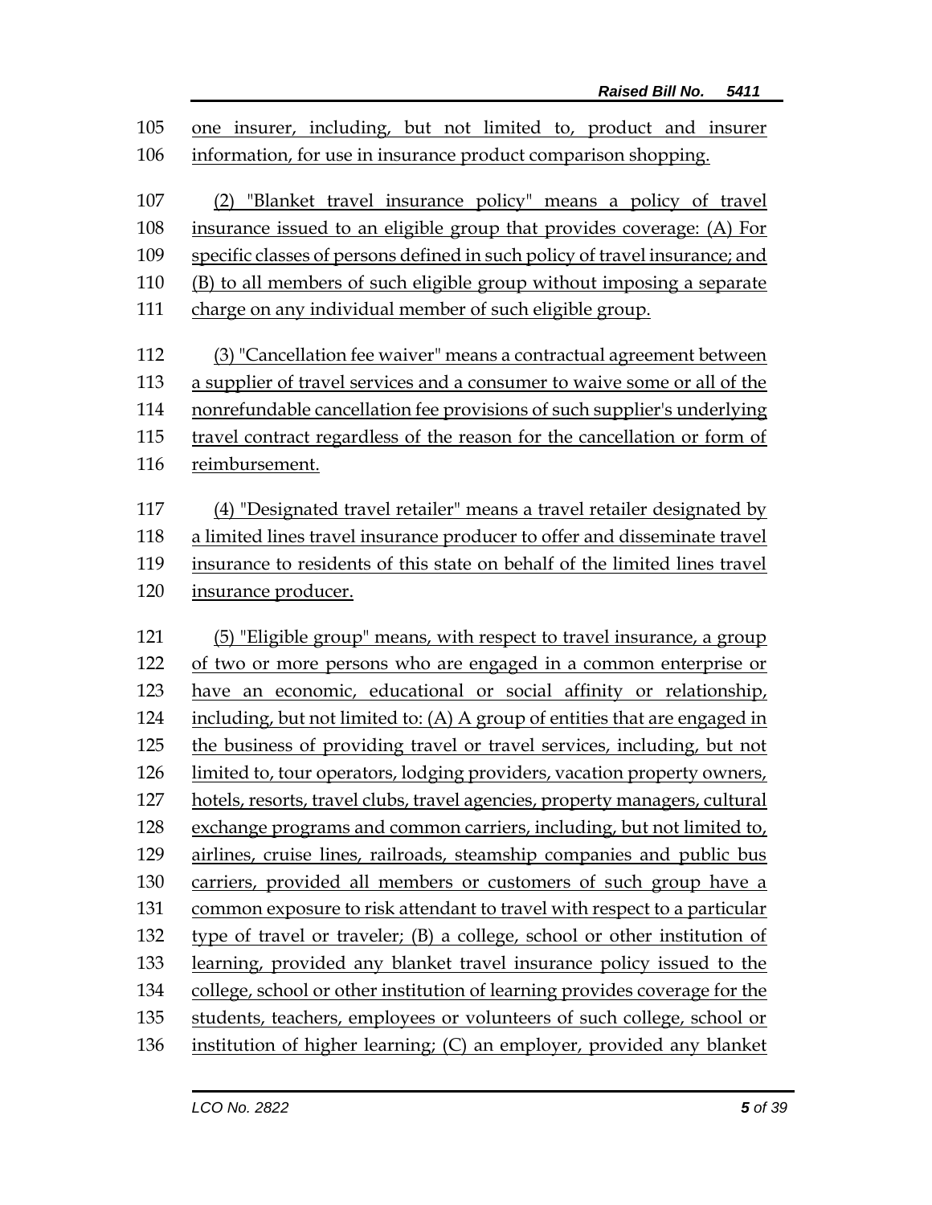one insurer, including, but not limited to, product and insurer information, for use in insurance product comparison shopping.

(2) "Blanket travel insurance policy" means a policy of travel insurance issued to an eligible group that provides coverage: (A) For specific classes of persons defined in such policy of travel insurance; and (B) to all members of such eligible group without imposing a separate charge on any individual member of such eligible group.

(3) "Cancellation fee waiver" means a contractual agreement between a supplier of travel services and a consumer to waive some or all of the nonrefundable cancellation fee provisions of such supplier's underlying travel contract regardless of the reason for the cancellation or form of reimbursement.

(4) "Designated travel retailer" means a travel retailer designated by a limited lines travel insurance producer to offer and disseminate travel insurance to residents of this state on behalf of the limited lines travel insurance producer.

(5) "Eligible group" means, with respect to travel insurance, a group of two or more persons who are engaged in a common enterprise or have an economic, educational or social affinity or relationship, including, but not limited to: (A) A group of entities that are engaged in the business of providing travel or travel services, including, but not limited to, tour operators, lodging providers, vacation property owners, hotels, resorts, travel clubs, travel agencies, property managers, cultural exchange programs and common carriers, including, but not limited to, airlines, cruise lines, railroads, steamship companies and public bus carriers, provided all members or customers of such group have a common exposure to risk attendant to travel with respect to a particular type of travel or traveler; (B) a college, school or other institution of learning, provided any blanket travel insurance policy issued to the college, school or other institution of learning provides coverage for the students, teachers, employees or volunteers of such college, school or institution of higher learning; (C) an employer, provided any blanket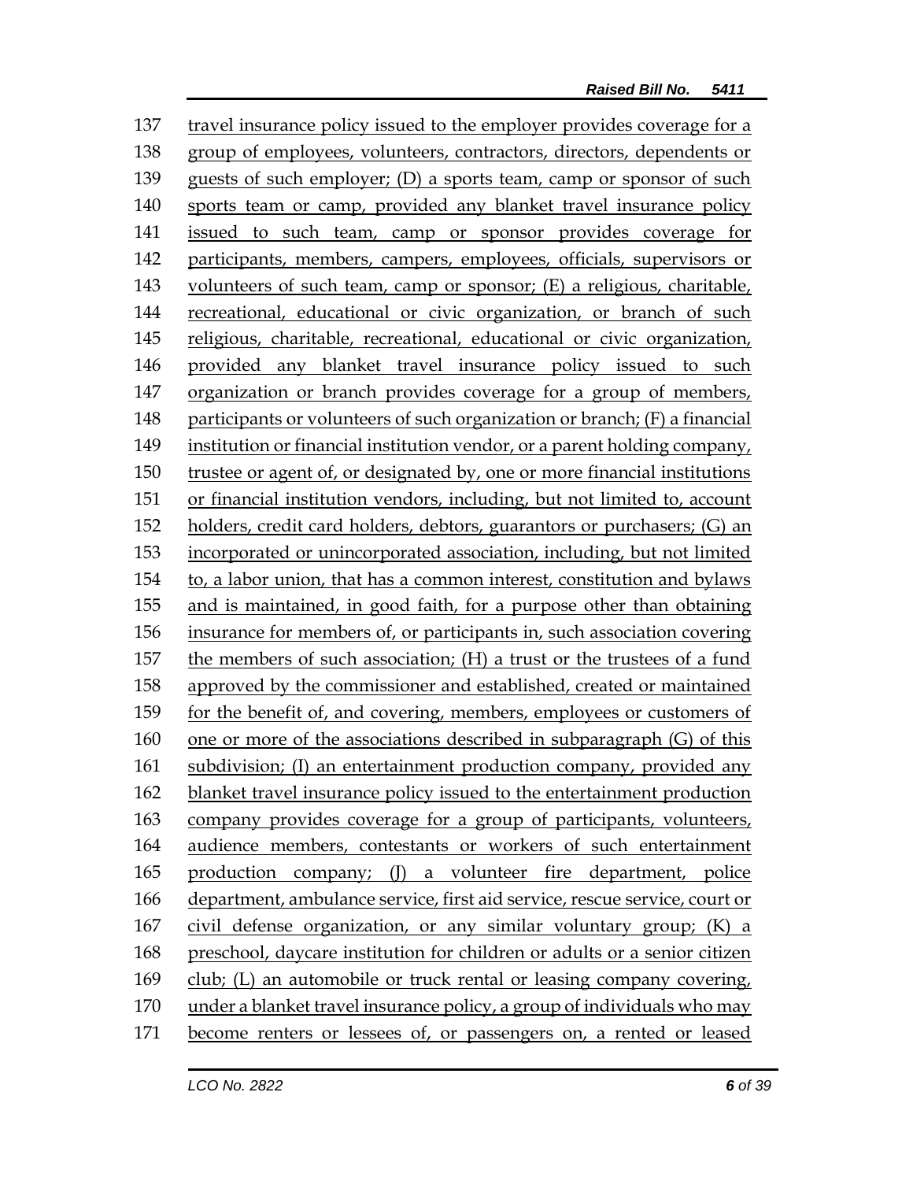137 travel insurance policy issued to the employer provides coverage for a
138 group of employees, volunteers, contractors, directors, dependents or
139 guests of such employer; (D) a sports team, camp or sponsor of such
140 sports team or camp, provided any blanket travel insurance policy
141 issued to such team, camp or sponsor provides coverage for
142 participants, members, campers, employees, officials, supervisors or
143 volunteers of such team, camp or sponsor; (E) a religious, charitable,
144 recreational, educational or civic organization, or branch of such
145 religious, charitable, recreational, educational or civic organization,
146 provided any blanket travel insurance policy issued to such
147 organization or branch provides coverage for a group of members,
148 participants or volunteers of such organization or branch; (F) a financial
149 institution or financial institution vendor, or a parent holding company,
150 trustee or agent of, or designated by, one or more financial institutions
151 or financial institution vendors, including, but not limited to, account
152 holders, credit card holders, debtors, guarantors or purchasers; (G) an
153 incorporated or unincorporated association, including, but not limited
154 to, a labor union, that has a common interest, constitution and bylaws
155 and is maintained, in good faith, for a purpose other than obtaining
156 insurance for members of, or participants in, such association covering
157 the members of such association; (H) a trust or the trustees of a fund
158 approved by the commissioner and established, created or maintained
159 for the benefit of, and covering, members, employees or customers of
160 one or more of the associations described in subparagraph (G) of this
161 subdivision; (I) an entertainment production company, provided any
162 blanket travel insurance policy issued to the entertainment production
163 company provides coverage for a group of participants, volunteers,
164 audience members, contestants or workers of such entertainment
165 production company; (J) a volunteer fire department, police
166 department, ambulance service, first aid service, rescue service, court or
167 civil defense organization, or any similar voluntary group; (K) a
168 preschool, daycare institution for children or adults or a senior citizen
169 club; (L) an automobile or truck rental or leasing company covering,
170 under a blanket travel insurance policy, a group of individuals who may
171 become renters or lessees of, or passengers on, a rented or leased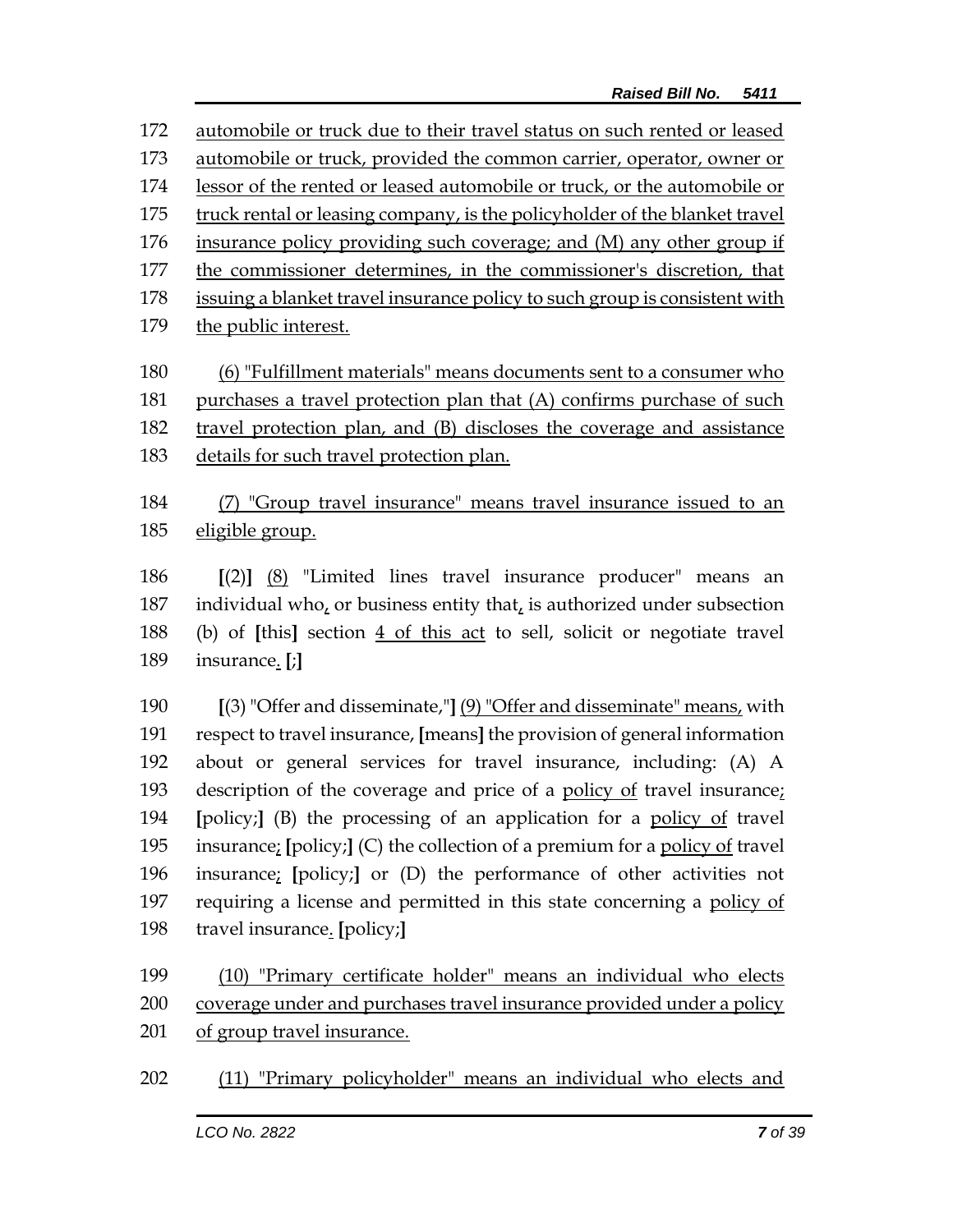automobile or truck due to their travel status on such rented or leased automobile or truck, provided the common carrier, operator, owner or lessor of the rented or leased automobile or truck, or the automobile or truck rental or leasing company, is the policyholder of the blanket travel insurance policy providing such coverage; and (M) any other group if the commissioner determines, in the commissioner's discretion, that issuing a blanket travel insurance policy to such group is consistent with the public interest.

(6) "Fulfillment materials" means documents sent to a consumer who purchases a travel protection plan that (A) confirms purchase of such travel protection plan, and (B) discloses the coverage and assistance details for such travel protection plan.

(7) "Group travel insurance" means travel insurance issued to an eligible group.

[(2)] (8) "Limited lines travel insurance producer" means an individual who, or business entity that, is authorized under subsection (b) of [this] section 4 of this act to sell, solicit or negotiate travel insurance. [;]

[(3) "Offer and disseminate,"] (9) "Offer and disseminate" means, with respect to travel insurance, [means] the provision of general information about or general services for travel insurance, including: (A) A description of the coverage and price of a policy of travel insurance; [policy;] (B) the processing of an application for a policy of travel insurance; [policy;] (C) the collection of a premium for a policy of travel insurance; [policy;] or (D) the performance of other activities not requiring a license and permitted in this state concerning a policy of travel insurance. [policy;]

(10) "Primary certificate holder" means an individual who elects coverage under and purchases travel insurance provided under a policy of group travel insurance.

(11) "Primary policyholder" means an individual who elects and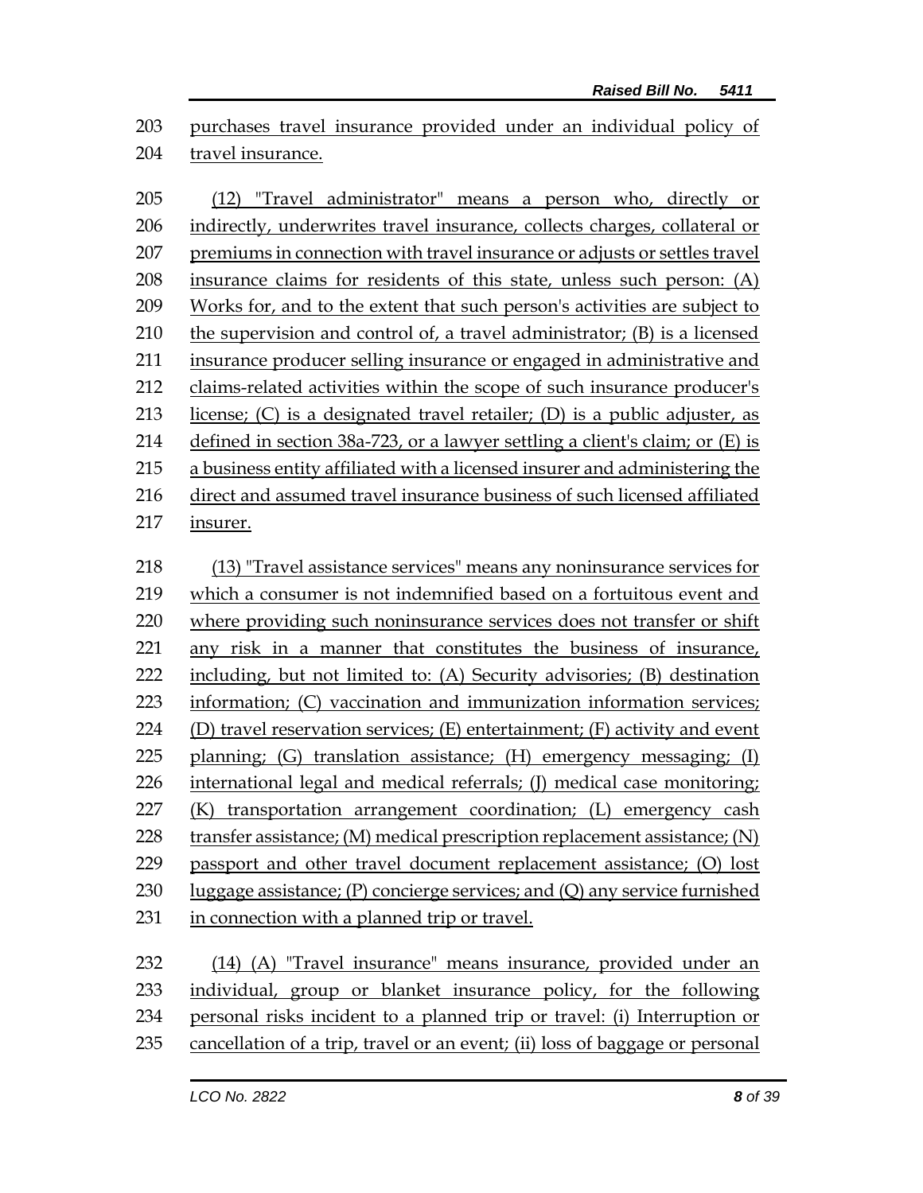purchases travel insurance provided under an individual policy of travel insurance.

(12) "Travel administrator" means a person who, directly or indirectly, underwrites travel insurance, collects charges, collateral or premiums in connection with travel insurance or adjusts or settles travel insurance claims for residents of this state, unless such person: (A) Works for, and to the extent that such person's activities are subject to the supervision and control of, a travel administrator; (B) is a licensed insurance producer selling insurance or engaged in administrative and claims-related activities within the scope of such insurance producer's license; (C) is a designated travel retailer; (D) is a public adjuster, as defined in section 38a-723, or a lawyer settling a client's claim; or (E) is a business entity affiliated with a licensed insurer and administering the direct and assumed travel insurance business of such licensed affiliated insurer.

(13) "Travel assistance services" means any noninsurance services for which a consumer is not indemnified based on a fortuitous event and where providing such noninsurance services does not transfer or shift any risk in a manner that constitutes the business of insurance, including, but not limited to: (A) Security advisories; (B) destination information; (C) vaccination and immunization information services; (D) travel reservation services; (E) entertainment; (F) activity and event planning; (G) translation assistance; (H) emergency messaging; (I) international legal and medical referrals; (J) medical case monitoring; (K) transportation arrangement coordination; (L) emergency cash transfer assistance; (M) medical prescription replacement assistance; (N) passport and other travel document replacement assistance; (O) lost luggage assistance; (P) concierge services; and (Q) any service furnished in connection with a planned trip or travel.

(14) (A) "Travel insurance" means insurance, provided under an individual, group or blanket insurance policy, for the following personal risks incident to a planned trip or travel: (i) Interruption or cancellation of a trip, travel or an event; (ii) loss of baggage or personal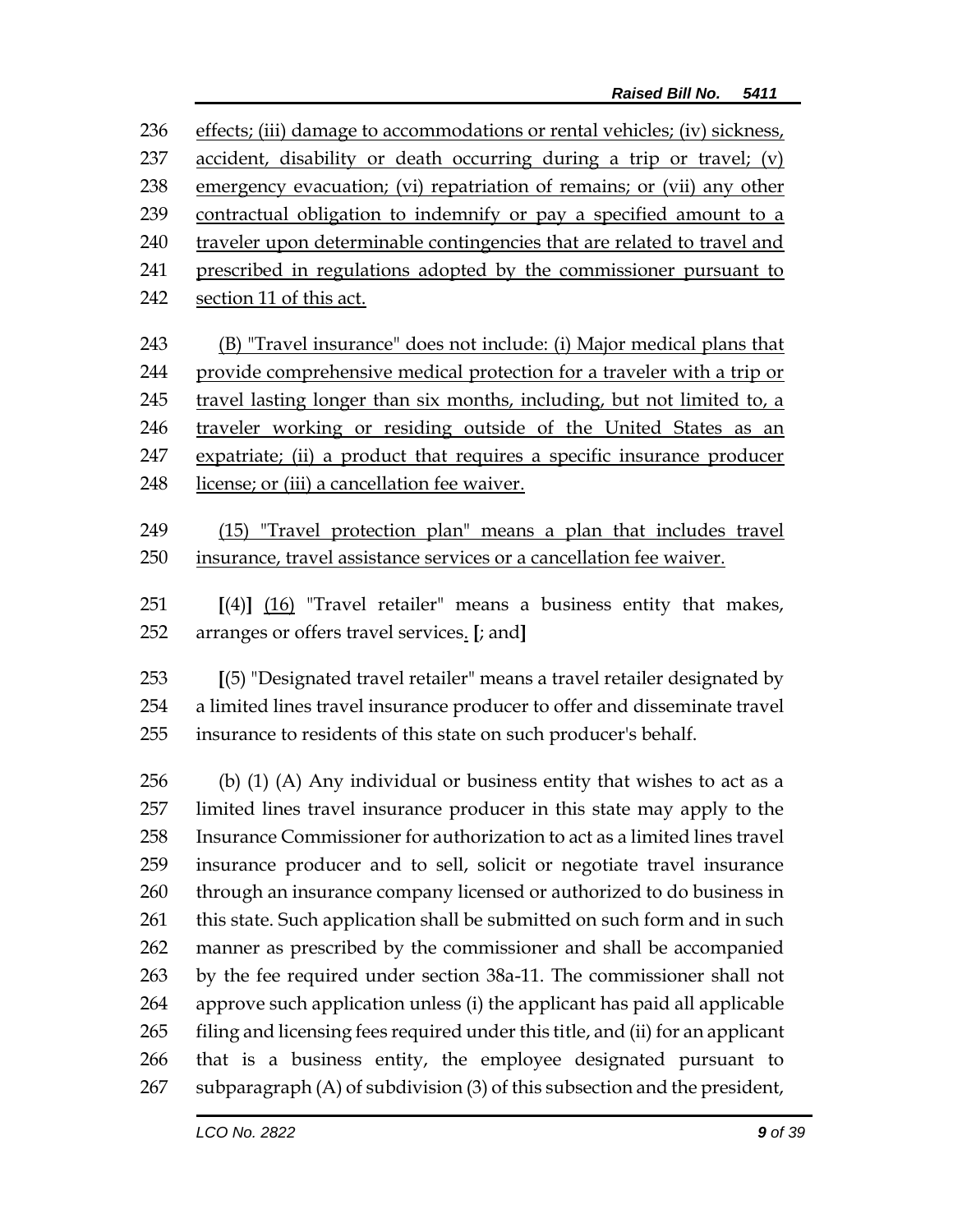effects; (iii) damage to accommodations or rental vehicles; (iv) sickness, accident, disability or death occurring during a trip or travel; (v) emergency evacuation; (vi) repatriation of remains; or (vii) any other contractual obligation to indemnify or pay a specified amount to a traveler upon determinable contingencies that are related to travel and prescribed in regulations adopted by the commissioner pursuant to section 11 of this act.

(B) "Travel insurance" does not include: (i) Major medical plans that provide comprehensive medical protection for a traveler with a trip or travel lasting longer than six months, including, but not limited to, a traveler working or residing outside of the United States as an expatriate; (ii) a product that requires a specific insurance producer license; or (iii) a cancellation fee waiver.

(15) "Travel protection plan" means a plan that includes travel insurance, travel assistance services or a cancellation fee waiver.

**[**(4)**]** (16) "Travel retailer" means a business entity that makes, arranges or offers travel services. **[**; and**]**

**[**(5) "Designated travel retailer" means a travel retailer designated by a limited lines travel insurance producer to offer and disseminate travel insurance to residents of this state on such producer's behalf.

(b) (1) (A) Any individual or business entity that wishes to act as a limited lines travel insurance producer in this state may apply to the Insurance Commissioner for authorization to act as a limited lines travel insurance producer and to sell, solicit or negotiate travel insurance through an insurance company licensed or authorized to do business in this state. Such application shall be submitted on such form and in such manner as prescribed by the commissioner and shall be accompanied by the fee required under section 38a-11. The commissioner shall not approve such application unless (i) the applicant has paid all applicable filing and licensing fees required under this title, and (ii) for an applicant that is a business entity, the employee designated pursuant to subparagraph (A) of subdivision (3) of this subsection and the president,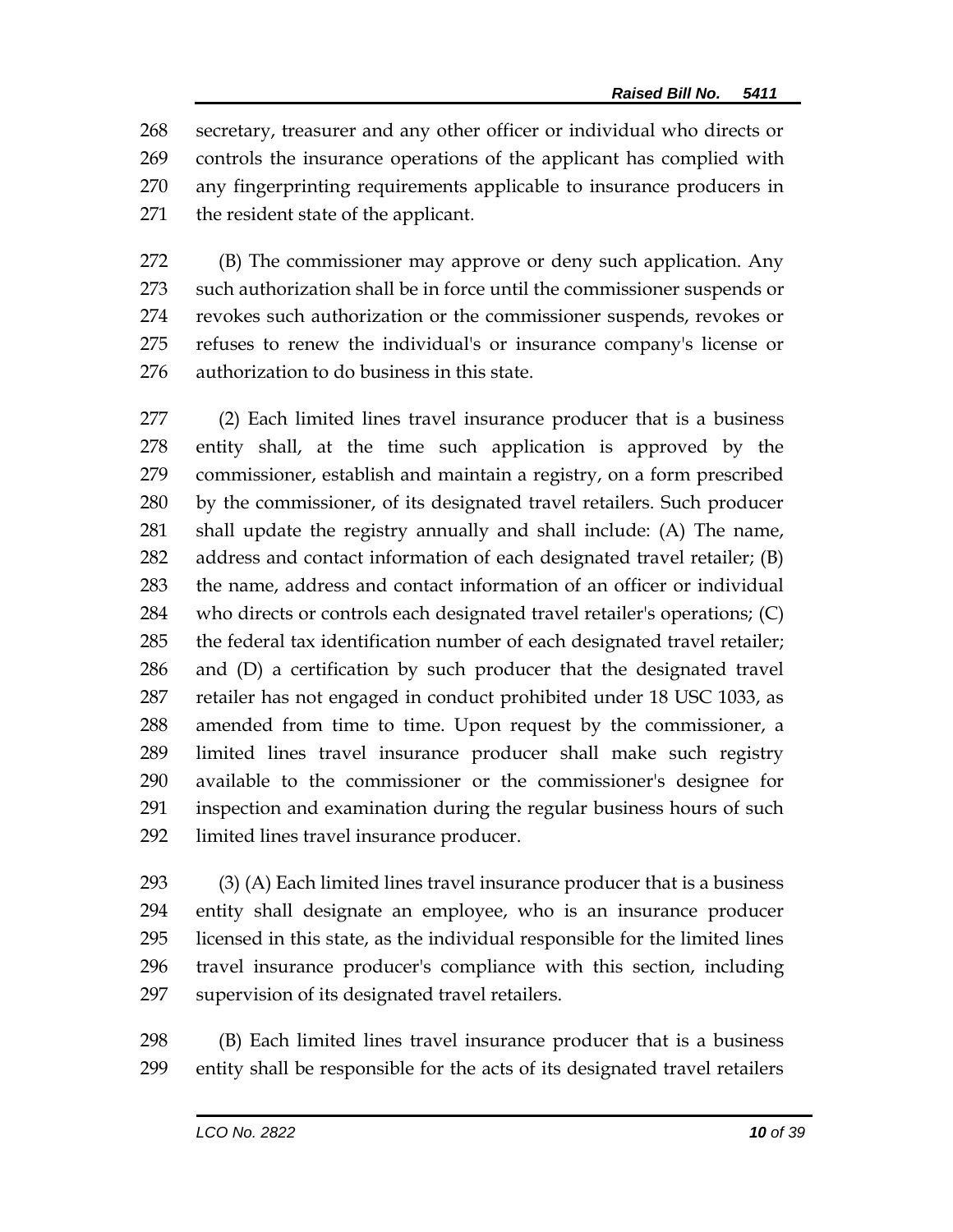secretary, treasurer and any other officer or individual who directs or controls the insurance operations of the applicant has complied with any fingerprinting requirements applicable to insurance producers in the resident state of the applicant.

(B) The commissioner may approve or deny such application. Any such authorization shall be in force until the commissioner suspends or revokes such authorization or the commissioner suspends, revokes or refuses to renew the individual's or insurance company's license or authorization to do business in this state.

(2) Each limited lines travel insurance producer that is a business entity shall, at the time such application is approved by the commissioner, establish and maintain a registry, on a form prescribed by the commissioner, of its designated travel retailers. Such producer shall update the registry annually and shall include: (A) The name, address and contact information of each designated travel retailer; (B) the name, address and contact information of an officer or individual who directs or controls each designated travel retailer's operations; (C) the federal tax identification number of each designated travel retailer; and (D) a certification by such producer that the designated travel retailer has not engaged in conduct prohibited under 18 USC 1033, as amended from time to time. Upon request by the commissioner, a limited lines travel insurance producer shall make such registry available to the commissioner or the commissioner's designee for inspection and examination during the regular business hours of such limited lines travel insurance producer.

(3) (A) Each limited lines travel insurance producer that is a business entity shall designate an employee, who is an insurance producer licensed in this state, as the individual responsible for the limited lines travel insurance producer's compliance with this section, including supervision of its designated travel retailers.

(B) Each limited lines travel insurance producer that is a business entity shall be responsible for the acts of its designated travel retailers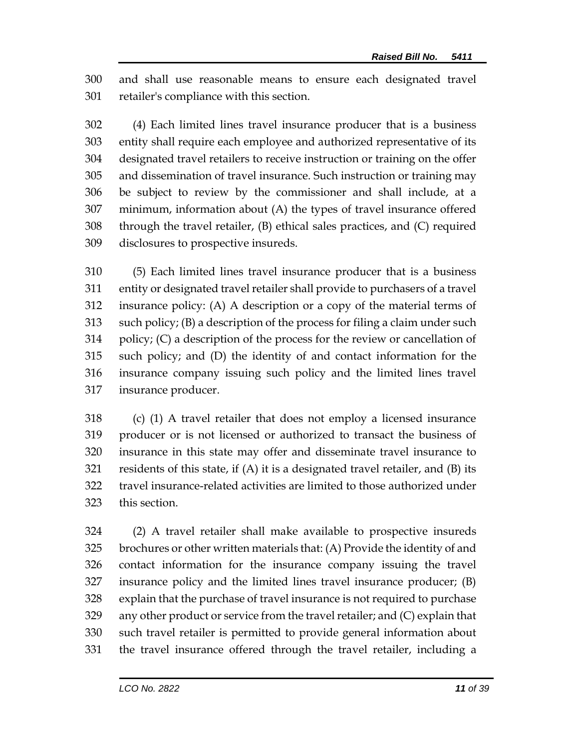and shall use reasonable means to ensure each designated travel retailer's compliance with this section.

(4) Each limited lines travel insurance producer that is a business entity shall require each employee and authorized representative of its designated travel retailers to receive instruction or training on the offer and dissemination of travel insurance. Such instruction or training may be subject to review by the commissioner and shall include, at a minimum, information about (A) the types of travel insurance offered through the travel retailer, (B) ethical sales practices, and (C) required disclosures to prospective insureds.

(5) Each limited lines travel insurance producer that is a business entity or designated travel retailer shall provide to purchasers of a travel insurance policy: (A) A description or a copy of the material terms of such policy; (B) a description of the process for filing a claim under such policy; (C) a description of the process for the review or cancellation of such policy; and (D) the identity of and contact information for the insurance company issuing such policy and the limited lines travel insurance producer.

(c) (1) A travel retailer that does not employ a licensed insurance producer or is not licensed or authorized to transact the business of insurance in this state may offer and disseminate travel insurance to residents of this state, if (A) it is a designated travel retailer, and (B) its travel insurance-related activities are limited to those authorized under this section.

(2) A travel retailer shall make available to prospective insureds brochures or other written materials that: (A) Provide the identity of and contact information for the insurance company issuing the travel insurance policy and the limited lines travel insurance producer; (B) explain that the purchase of travel insurance is not required to purchase any other product or service from the travel retailer; and (C) explain that such travel retailer is permitted to provide general information about the travel insurance offered through the travel retailer, including a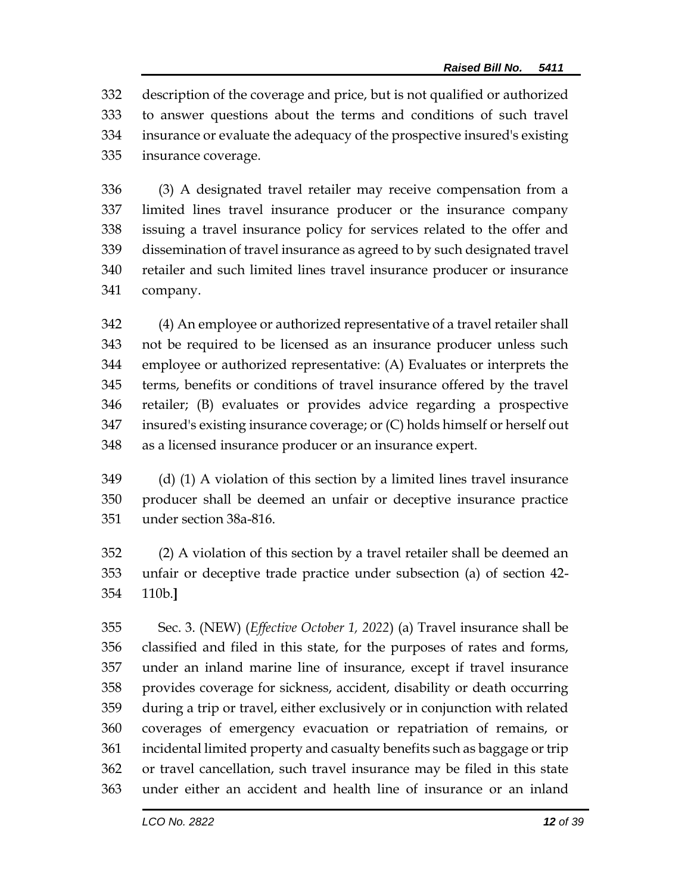description of the coverage and price, but is not qualified or authorized to answer questions about the terms and conditions of such travel insurance or evaluate the adequacy of the prospective insured's existing insurance coverage.

(3) A designated travel retailer may receive compensation from a limited lines travel insurance producer or the insurance company issuing a travel insurance policy for services related to the offer and dissemination of travel insurance as agreed to by such designated travel retailer and such limited lines travel insurance producer or insurance company.

(4) An employee or authorized representative of a travel retailer shall not be required to be licensed as an insurance producer unless such employee or authorized representative: (A) Evaluates or interprets the terms, benefits or conditions of travel insurance offered by the travel retailer; (B) evaluates or provides advice regarding a prospective insured's existing insurance coverage; or (C) holds himself or herself out as a licensed insurance producer or an insurance expert.

(d) (1) A violation of this section by a limited lines travel insurance producer shall be deemed an unfair or deceptive insurance practice under section 38a-816.

(2) A violation of this section by a travel retailer shall be deemed an unfair or deceptive trade practice under subsection (a) of section 42-110b.**]**

Sec. 3. (NEW) (*Effective October 1, 2022*) (a) Travel insurance shall be classified and filed in this state, for the purposes of rates and forms, under an inland marine line of insurance, except if travel insurance provides coverage for sickness, accident, disability or death occurring during a trip or travel, either exclusively or in conjunction with related coverages of emergency evacuation or repatriation of remains, or incidental limited property and casualty benefits such as baggage or trip or travel cancellation, such travel insurance may be filed in this state under either an accident and health line of insurance or an inland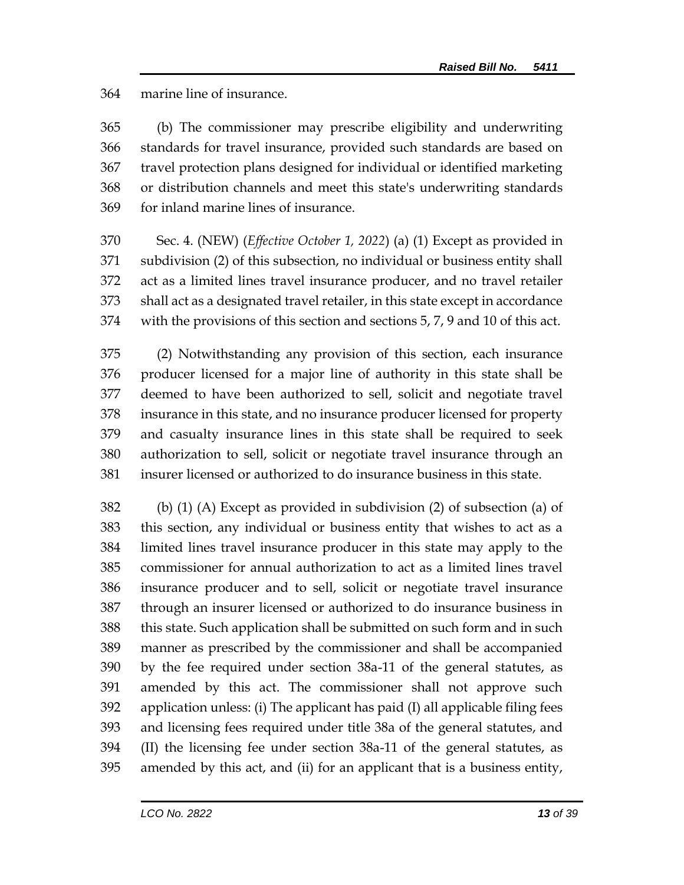marine line of insurance.

(b) The commissioner may prescribe eligibility and underwriting standards for travel insurance, provided such standards are based on travel protection plans designed for individual or identified marketing or distribution channels and meet this state's underwriting standards for inland marine lines of insurance.

Sec. 4. (NEW) (*Effective October 1, 2022*) (a) (1) Except as provided in subdivision (2) of this subsection, no individual or business entity shall act as a limited lines travel insurance producer, and no travel retailer shall act as a designated travel retailer, in this state except in accordance with the provisions of this section and sections 5, 7, 9 and 10 of this act.

(2) Notwithstanding any provision of this section, each insurance producer licensed for a major line of authority in this state shall be deemed to have been authorized to sell, solicit and negotiate travel insurance in this state, and no insurance producer licensed for property and casualty insurance lines in this state shall be required to seek authorization to sell, solicit or negotiate travel insurance through an insurer licensed or authorized to do insurance business in this state.

(b) (1) (A) Except as provided in subdivision (2) of subsection (a) of this section, any individual or business entity that wishes to act as a limited lines travel insurance producer in this state may apply to the commissioner for annual authorization to act as a limited lines travel insurance producer and to sell, solicit or negotiate travel insurance through an insurer licensed or authorized to do insurance business in this state. Such application shall be submitted on such form and in such manner as prescribed by the commissioner and shall be accompanied by the fee required under section 38a-11 of the general statutes, as amended by this act. The commissioner shall not approve such application unless: (i) The applicant has paid (I) all applicable filing fees and licensing fees required under title 38a of the general statutes, and (II) the licensing fee under section 38a-11 of the general statutes, as amended by this act, and (ii) for an applicant that is a business entity,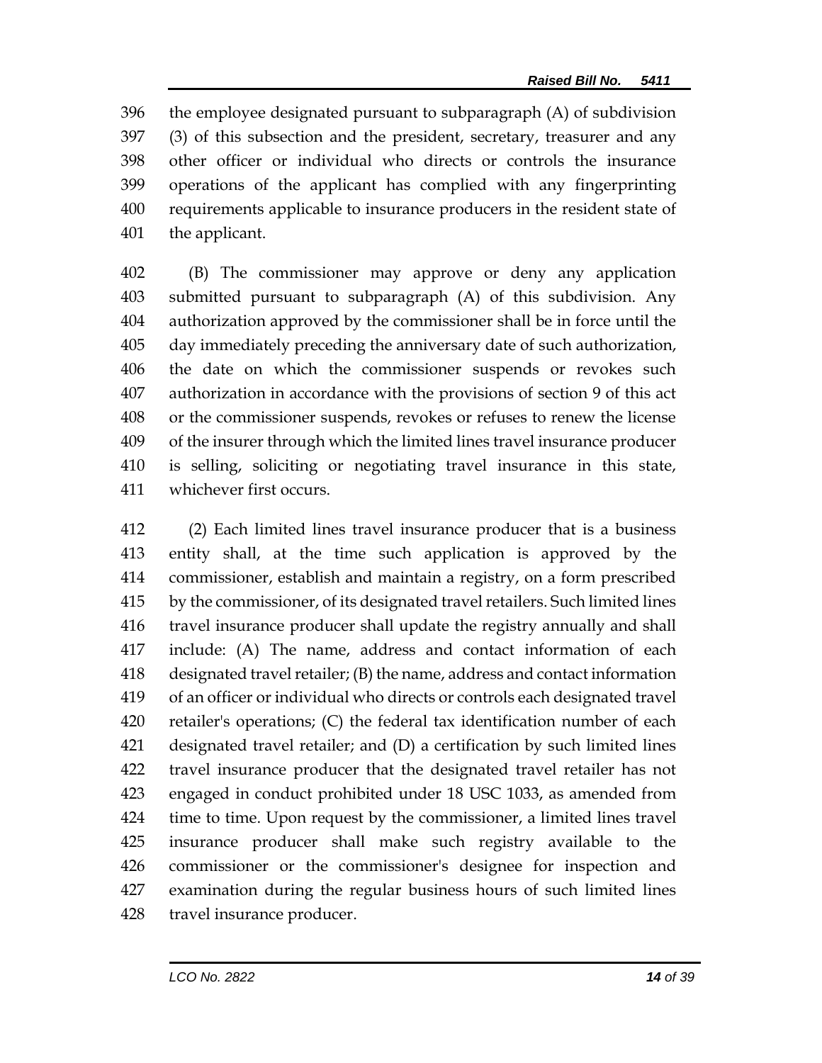the employee designated pursuant to subparagraph (A) of subdivision (3) of this subsection and the president, secretary, treasurer and any other officer or individual who directs or controls the insurance operations of the applicant has complied with any fingerprinting requirements applicable to insurance producers in the resident state of the applicant.

(B) The commissioner may approve or deny any application submitted pursuant to subparagraph (A) of this subdivision. Any authorization approved by the commissioner shall be in force until the day immediately preceding the anniversary date of such authorization, the date on which the commissioner suspends or revokes such authorization in accordance with the provisions of section 9 of this act or the commissioner suspends, revokes or refuses to renew the license of the insurer through which the limited lines travel insurance producer is selling, soliciting or negotiating travel insurance in this state, whichever first occurs.

(2) Each limited lines travel insurance producer that is a business entity shall, at the time such application is approved by the commissioner, establish and maintain a registry, on a form prescribed by the commissioner, of its designated travel retailers. Such limited lines travel insurance producer shall update the registry annually and shall include: (A) The name, address and contact information of each designated travel retailer; (B) the name, address and contact information of an officer or individual who directs or controls each designated travel retailer's operations; (C) the federal tax identification number of each designated travel retailer; and (D) a certification by such limited lines travel insurance producer that the designated travel retailer has not engaged in conduct prohibited under 18 USC 1033, as amended from time to time. Upon request by the commissioner, a limited lines travel insurance producer shall make such registry available to the commissioner or the commissioner's designee for inspection and examination during the regular business hours of such limited lines travel insurance producer.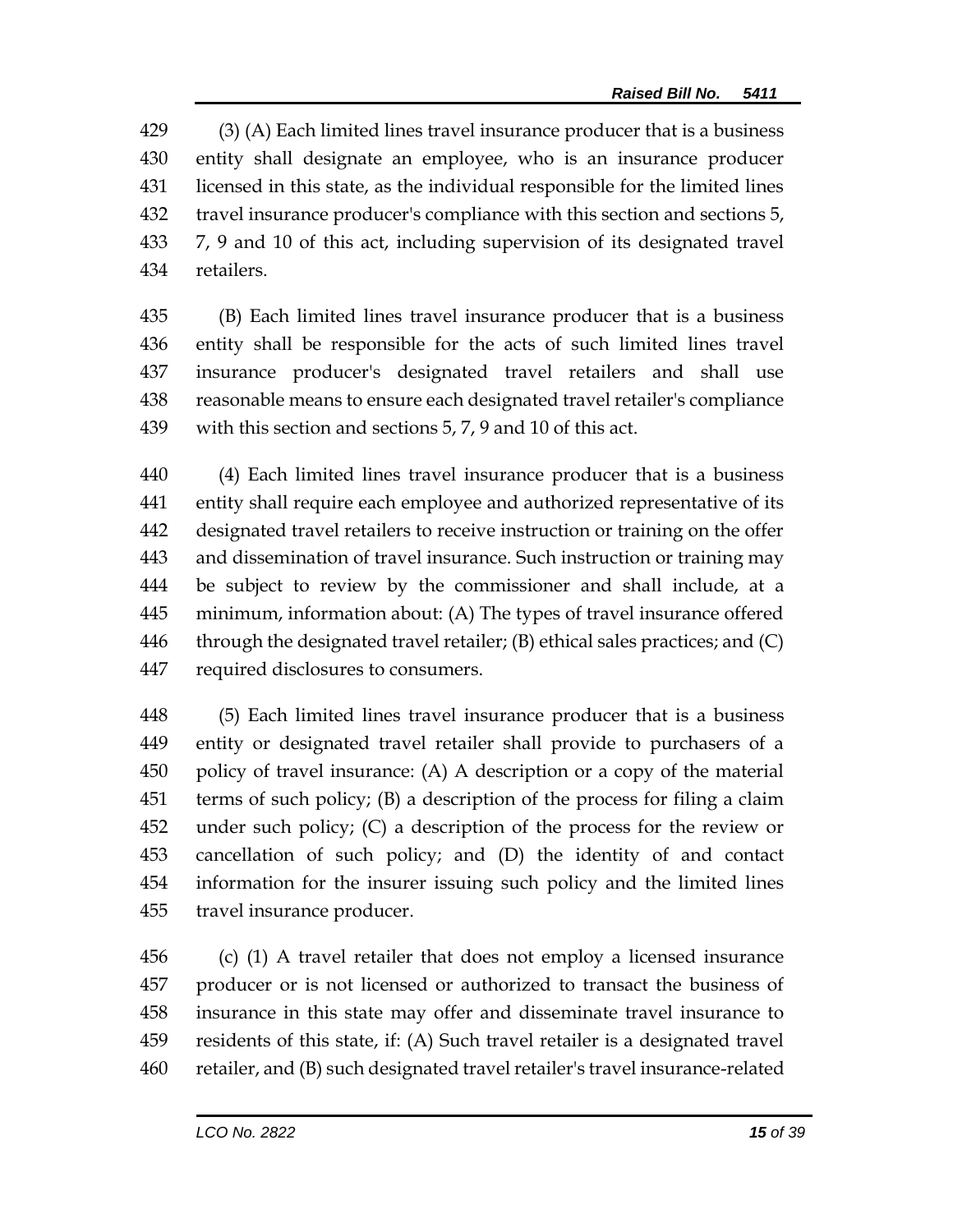(3) (A) Each limited lines travel insurance producer that is a business entity shall designate an employee, who is an insurance producer licensed in this state, as the individual responsible for the limited lines travel insurance producer's compliance with this section and sections 5, 7, 9 and 10 of this act, including supervision of its designated travel retailers.

(B) Each limited lines travel insurance producer that is a business entity shall be responsible for the acts of such limited lines travel insurance producer's designated travel retailers and shall use reasonable means to ensure each designated travel retailer's compliance with this section and sections 5, 7, 9 and 10 of this act.

(4) Each limited lines travel insurance producer that is a business entity shall require each employee and authorized representative of its designated travel retailers to receive instruction or training on the offer and dissemination of travel insurance. Such instruction or training may be subject to review by the commissioner and shall include, at a minimum, information about: (A) The types of travel insurance offered through the designated travel retailer; (B) ethical sales practices; and (C) required disclosures to consumers.

(5) Each limited lines travel insurance producer that is a business entity or designated travel retailer shall provide to purchasers of a policy of travel insurance: (A) A description or a copy of the material terms of such policy; (B) a description of the process for filing a claim under such policy; (C) a description of the process for the review or cancellation of such policy; and (D) the identity of and contact information for the insurer issuing such policy and the limited lines travel insurance producer.

(c) (1) A travel retailer that does not employ a licensed insurance producer or is not licensed or authorized to transact the business of insurance in this state may offer and disseminate travel insurance to residents of this state, if: (A) Such travel retailer is a designated travel retailer, and (B) such designated travel retailer's travel insurance-related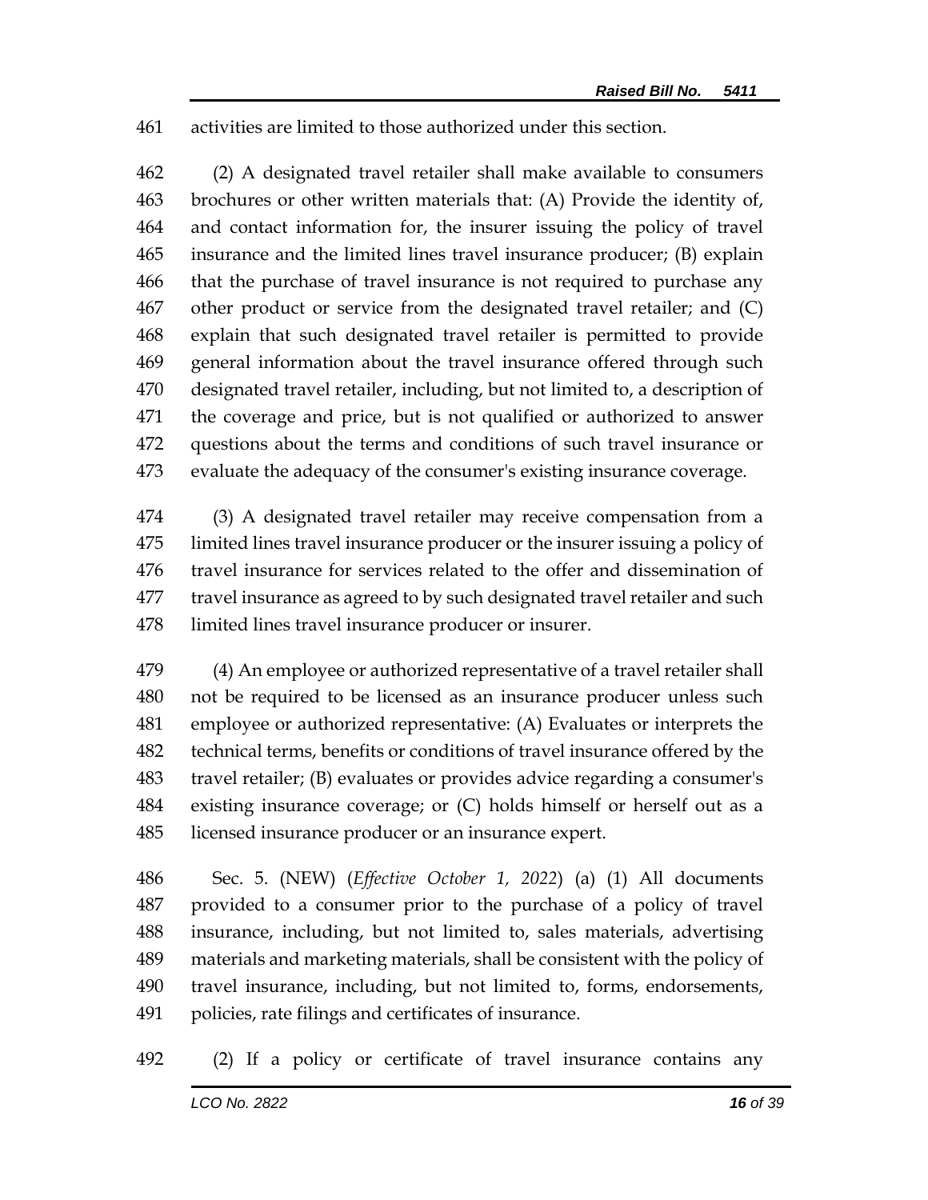activities are limited to those authorized under this section.

(2) A designated travel retailer shall make available to consumers brochures or other written materials that: (A) Provide the identity of, and contact information for, the insurer issuing the policy of travel insurance and the limited lines travel insurance producer; (B) explain that the purchase of travel insurance is not required to purchase any other product or service from the designated travel retailer; and (C) explain that such designated travel retailer is permitted to provide general information about the travel insurance offered through such designated travel retailer, including, but not limited to, a description of the coverage and price, but is not qualified or authorized to answer questions about the terms and conditions of such travel insurance or evaluate the adequacy of the consumer's existing insurance coverage.

(3) A designated travel retailer may receive compensation from a limited lines travel insurance producer or the insurer issuing a policy of travel insurance for services related to the offer and dissemination of travel insurance as agreed to by such designated travel retailer and such limited lines travel insurance producer or insurer.

(4) An employee or authorized representative of a travel retailer shall not be required to be licensed as an insurance producer unless such employee or authorized representative: (A) Evaluates or interprets the technical terms, benefits or conditions of travel insurance offered by the travel retailer; (B) evaluates or provides advice regarding a consumer's existing insurance coverage; or (C) holds himself or herself out as a licensed insurance producer or an insurance expert.

Sec. 5. (NEW) (*Effective October 1, 2022*) (a) (1) All documents provided to a consumer prior to the purchase of a policy of travel insurance, including, but not limited to, sales materials, advertising materials and marketing materials, shall be consistent with the policy of travel insurance, including, but not limited to, forms, endorsements, policies, rate filings and certificates of insurance.

(2) If a policy or certificate of travel insurance contains any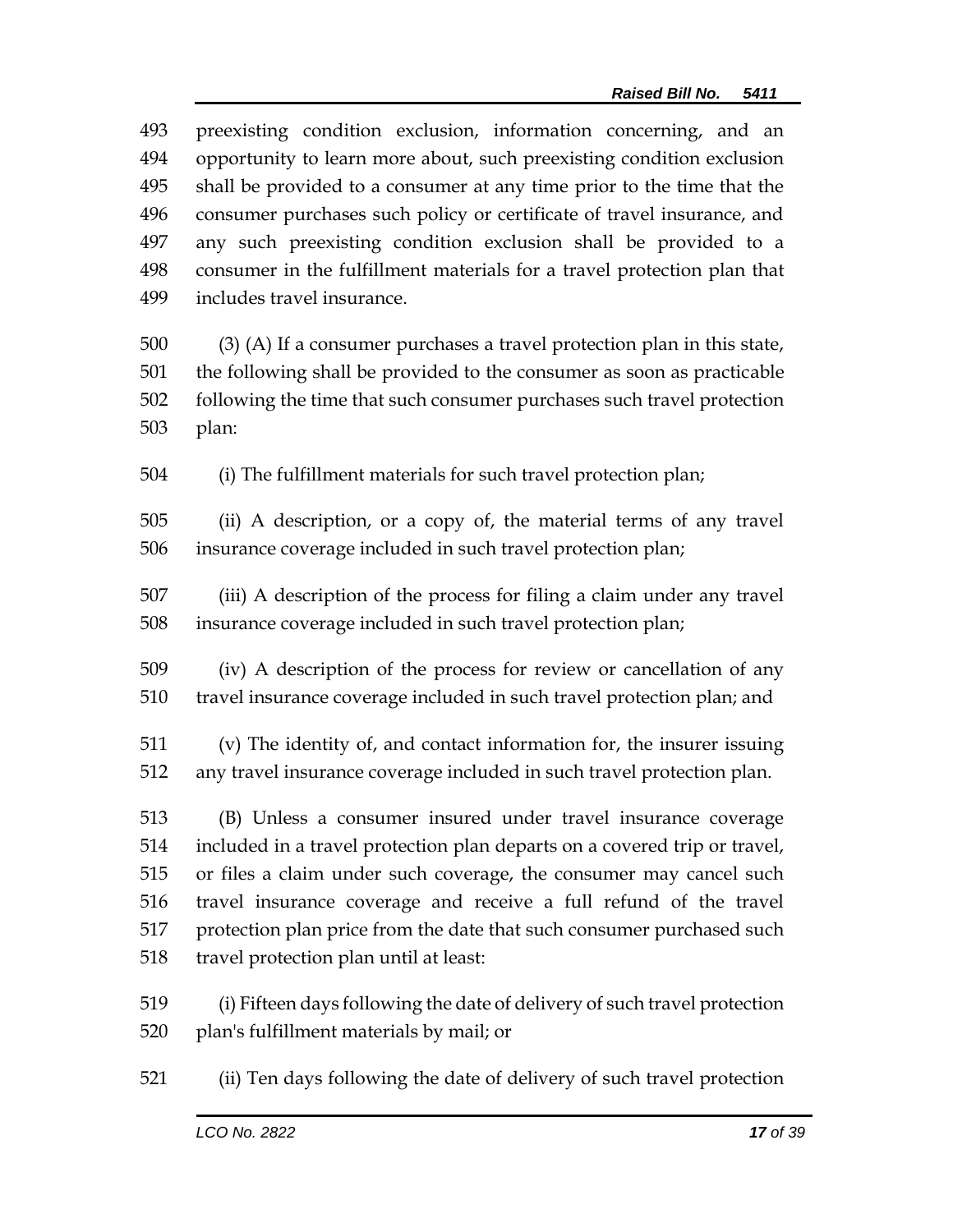preexisting condition exclusion, information concerning, and an opportunity to learn more about, such preexisting condition exclusion shall be provided to a consumer at any time prior to the time that the consumer purchases such policy or certificate of travel insurance, and any such preexisting condition exclusion shall be provided to a consumer in the fulfillment materials for a travel protection plan that includes travel insurance.

(3) (A) If a consumer purchases a travel protection plan in this state, the following shall be provided to the consumer as soon as practicable following the time that such consumer purchases such travel protection plan:

(i) The fulfillment materials for such travel protection plan;

(ii) A description, or a copy of, the material terms of any travel insurance coverage included in such travel protection plan;

(iii) A description of the process for filing a claim under any travel insurance coverage included in such travel protection plan;

(iv) A description of the process for review or cancellation of any travel insurance coverage included in such travel protection plan; and

(v) The identity of, and contact information for, the insurer issuing any travel insurance coverage included in such travel protection plan.

(B) Unless a consumer insured under travel insurance coverage included in a travel protection plan departs on a covered trip or travel, or files a claim under such coverage, the consumer may cancel such travel insurance coverage and receive a full refund of the travel protection plan price from the date that such consumer purchased such travel protection plan until at least:

(i) Fifteen days following the date of delivery of such travel protection plan's fulfillment materials by mail; or

(ii) Ten days following the date of delivery of such travel protection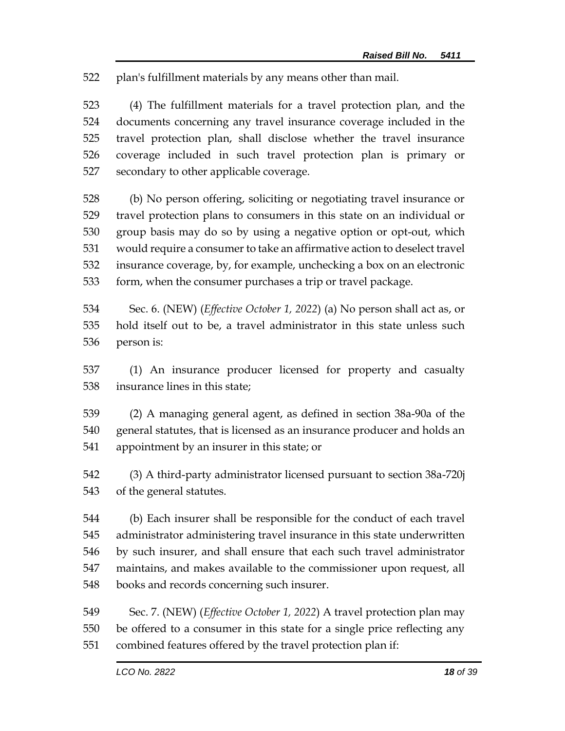plan's fulfillment materials by any means other than mail.

(4) The fulfillment materials for a travel protection plan, and the documents concerning any travel insurance coverage included in the travel protection plan, shall disclose whether the travel insurance coverage included in such travel protection plan is primary or secondary to other applicable coverage.

(b) No person offering, soliciting or negotiating travel insurance or travel protection plans to consumers in this state on an individual or group basis may do so by using a negative option or opt-out, which would require a consumer to take an affirmative action to deselect travel insurance coverage, by, for example, unchecking a box on an electronic form, when the consumer purchases a trip or travel package.

Sec. 6. (NEW) (*Effective October 1, 2022*) (a) No person shall act as, or hold itself out to be, a travel administrator in this state unless such person is:

(1) An insurance producer licensed for property and casualty insurance lines in this state;

(2) A managing general agent, as defined in section 38a-90a of the general statutes, that is licensed as an insurance producer and holds an appointment by an insurer in this state; or

(3) A third-party administrator licensed pursuant to section 38a-720j of the general statutes.

(b) Each insurer shall be responsible for the conduct of each travel administrator administering travel insurance in this state underwritten by such insurer, and shall ensure that each such travel administrator maintains, and makes available to the commissioner upon request, all books and records concerning such insurer.

Sec. 7. (NEW) (*Effective October 1, 2022*) A travel protection plan may be offered to a consumer in this state for a single price reflecting any combined features offered by the travel protection plan if: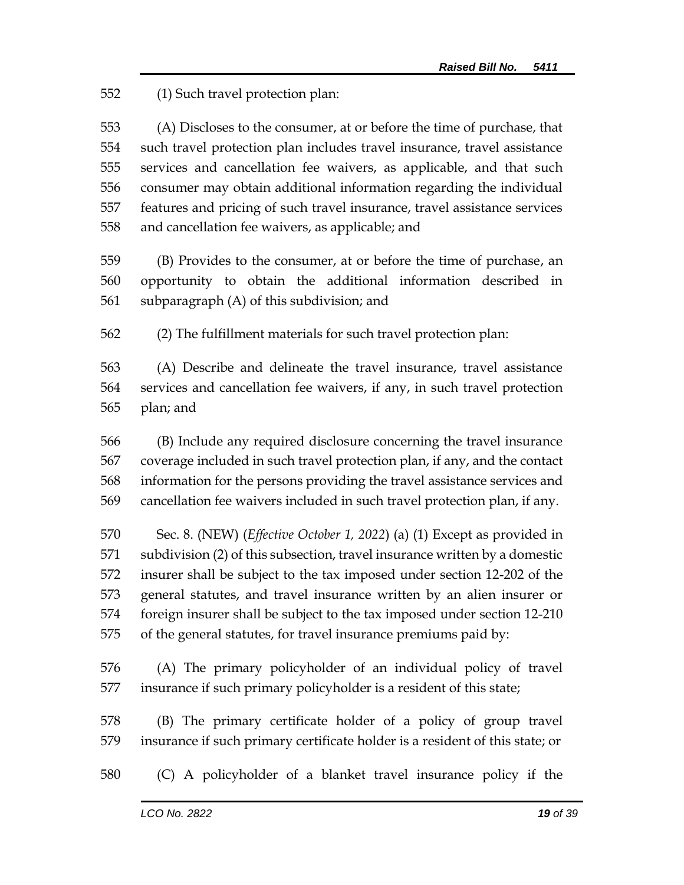(1) Such travel protection plan:

(A) Discloses to the consumer, at or before the time of purchase, that such travel protection plan includes travel insurance, travel assistance services and cancellation fee waivers, as applicable, and that such consumer may obtain additional information regarding the individual features and pricing of such travel insurance, travel assistance services and cancellation fee waivers, as applicable; and

(B) Provides to the consumer, at or before the time of purchase, an opportunity to obtain the additional information described in subparagraph (A) of this subdivision; and

(2) The fulfillment materials for such travel protection plan:

(A) Describe and delineate the travel insurance, travel assistance services and cancellation fee waivers, if any, in such travel protection plan; and

(B) Include any required disclosure concerning the travel insurance coverage included in such travel protection plan, if any, and the contact information for the persons providing the travel assistance services and cancellation fee waivers included in such travel protection plan, if any.

Sec. 8. (NEW) (*Effective October 1, 2022*) (a) (1) Except as provided in subdivision (2) of this subsection, travel insurance written by a domestic insurer shall be subject to the tax imposed under section 12-202 of the general statutes, and travel insurance written by an alien insurer or foreign insurer shall be subject to the tax imposed under section 12-210 of the general statutes, for travel insurance premiums paid by:

(A) The primary policyholder of an individual policy of travel insurance if such primary policyholder is a resident of this state;

(B) The primary certificate holder of a policy of group travel insurance if such primary certificate holder is a resident of this state; or

(C) A policyholder of a blanket travel insurance policy if the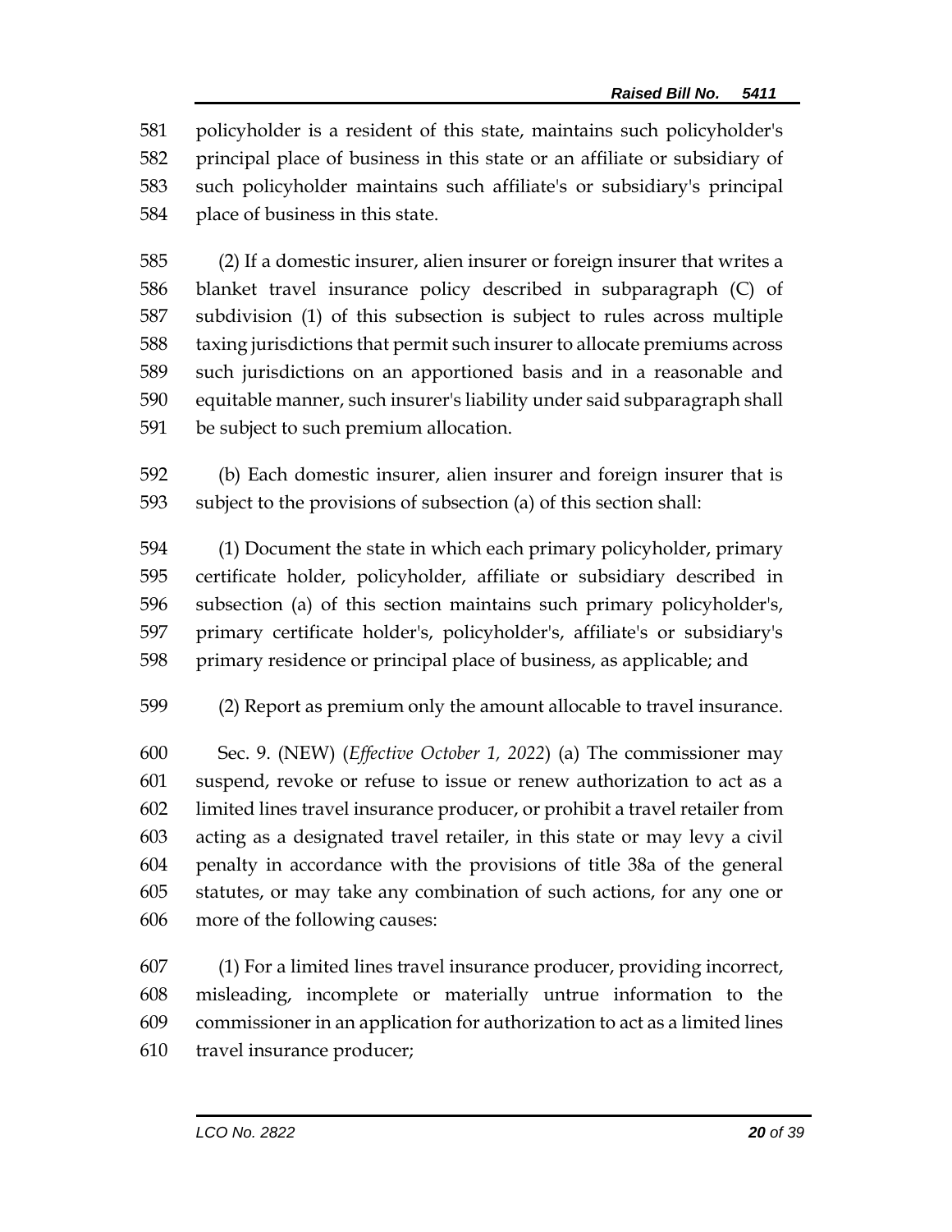policyholder is a resident of this state, maintains such policyholder's principal place of business in this state or an affiliate or subsidiary of such policyholder maintains such affiliate's or subsidiary's principal place of business in this state.

(2) If a domestic insurer, alien insurer or foreign insurer that writes a blanket travel insurance policy described in subparagraph (C) of subdivision (1) of this subsection is subject to rules across multiple taxing jurisdictions that permit such insurer to allocate premiums across such jurisdictions on an apportioned basis and in a reasonable and equitable manner, such insurer's liability under said subparagraph shall be subject to such premium allocation.

(b) Each domestic insurer, alien insurer and foreign insurer that is subject to the provisions of subsection (a) of this section shall:

(1) Document the state in which each primary policyholder, primary certificate holder, policyholder, affiliate or subsidiary described in subsection (a) of this section maintains such primary policyholder's, primary certificate holder's, policyholder's, affiliate's or subsidiary's primary residence or principal place of business, as applicable; and

(2) Report as premium only the amount allocable to travel insurance.

Sec. 9. (NEW) (*Effective October 1, 2022*) (a) The commissioner may suspend, revoke or refuse to issue or renew authorization to act as a limited lines travel insurance producer, or prohibit a travel retailer from acting as a designated travel retailer, in this state or may levy a civil penalty in accordance with the provisions of title 38a of the general statutes, or may take any combination of such actions, for any one or more of the following causes:

(1) For a limited lines travel insurance producer, providing incorrect, misleading, incomplete or materially untrue information to the commissioner in an application for authorization to act as a limited lines travel insurance producer;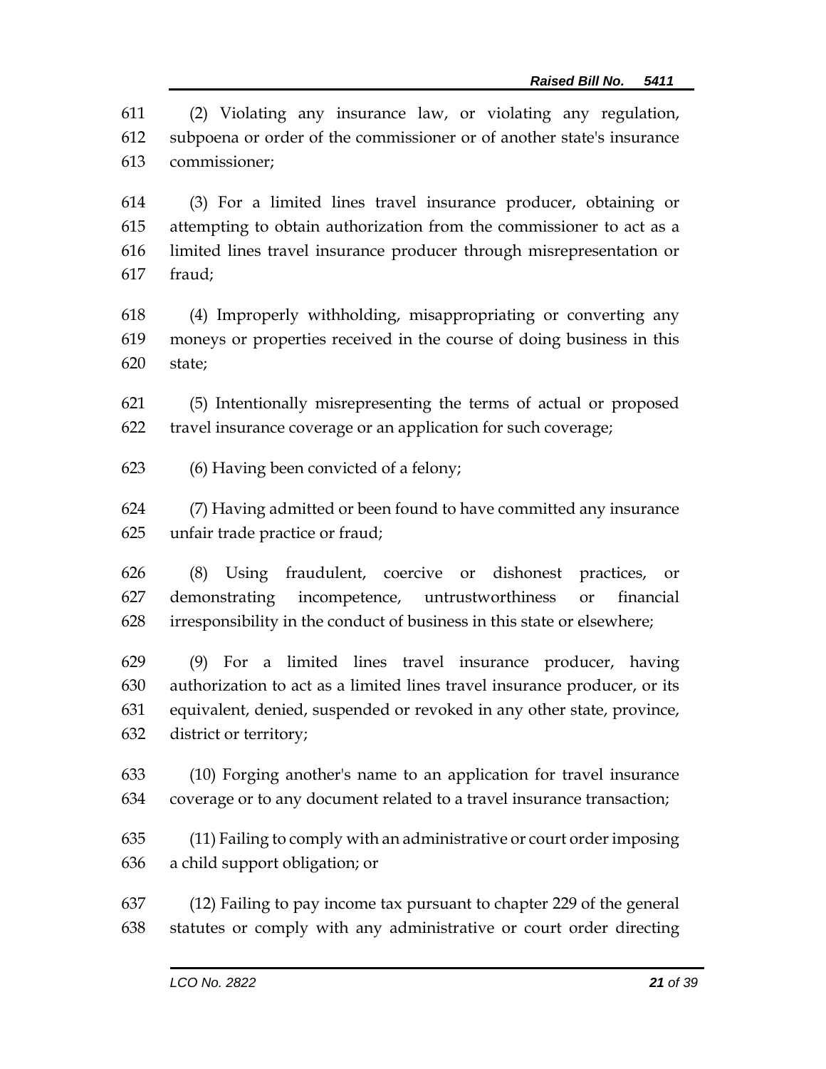(2) Violating any insurance law, or violating any regulation, subpoena or order of the commissioner or of another state's insurance commissioner;

(3) For a limited lines travel insurance producer, obtaining or attempting to obtain authorization from the commissioner to act as a limited lines travel insurance producer through misrepresentation or fraud;

(4) Improperly withholding, misappropriating or converting any moneys or properties received in the course of doing business in this state;

(5) Intentionally misrepresenting the terms of actual or proposed travel insurance coverage or an application for such coverage;

(6) Having been convicted of a felony;

(7) Having admitted or been found to have committed any insurance unfair trade practice or fraud;

(8) Using fraudulent, coercive or dishonest practices, or demonstrating incompetence, untrustworthiness or financial irresponsibility in the conduct of business in this state or elsewhere;

(9) For a limited lines travel insurance producer, having authorization to act as a limited lines travel insurance producer, or its equivalent, denied, suspended or revoked in any other state, province, district or territory;

(10) Forging another's name to an application for travel insurance coverage or to any document related to a travel insurance transaction;

(11) Failing to comply with an administrative or court order imposing a child support obligation; or

(12) Failing to pay income tax pursuant to chapter 229 of the general statutes or comply with any administrative or court order directing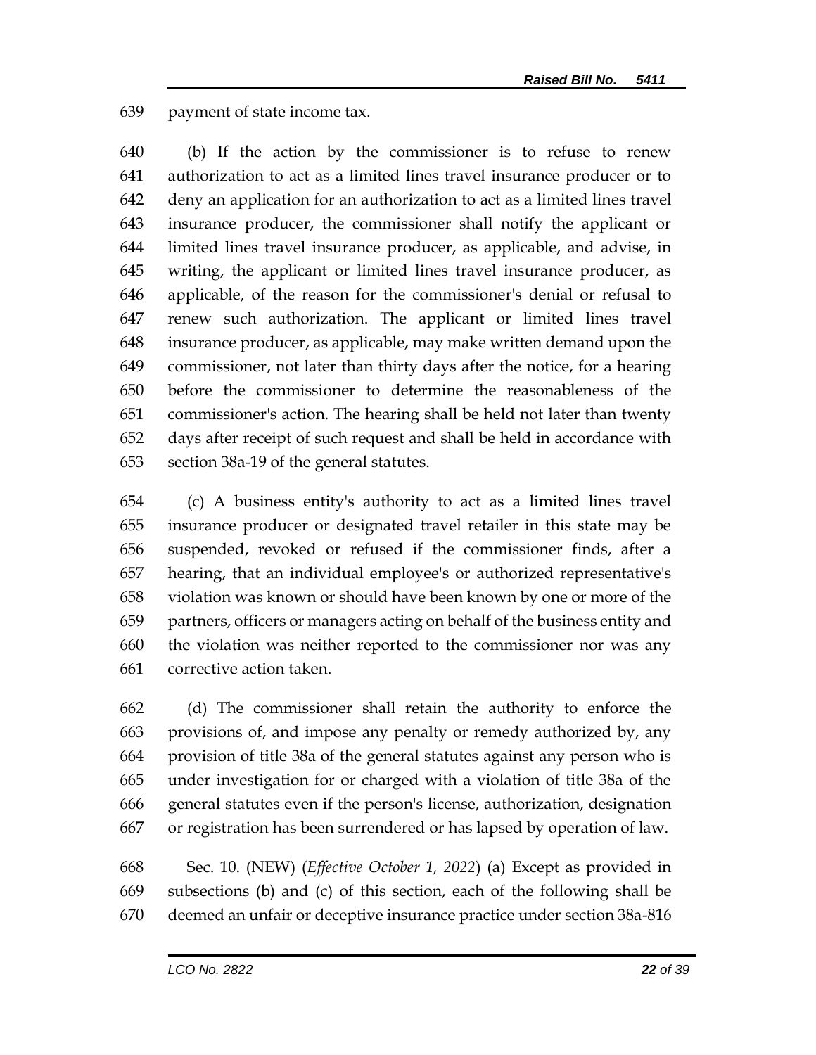payment of state income tax.

(b) If the action by the commissioner is to refuse to renew authorization to act as a limited lines travel insurance producer or to deny an application for an authorization to act as a limited lines travel insurance producer, the commissioner shall notify the applicant or limited lines travel insurance producer, as applicable, and advise, in writing, the applicant or limited lines travel insurance producer, as applicable, of the reason for the commissioner's denial or refusal to renew such authorization. The applicant or limited lines travel insurance producer, as applicable, may make written demand upon the commissioner, not later than thirty days after the notice, for a hearing before the commissioner to determine the reasonableness of the commissioner's action. The hearing shall be held not later than twenty days after receipt of such request and shall be held in accordance with section 38a-19 of the general statutes.

(c) A business entity's authority to act as a limited lines travel insurance producer or designated travel retailer in this state may be suspended, revoked or refused if the commissioner finds, after a hearing, that an individual employee's or authorized representative's violation was known or should have been known by one or more of the partners, officers or managers acting on behalf of the business entity and the violation was neither reported to the commissioner nor was any corrective action taken.

(d) The commissioner shall retain the authority to enforce the provisions of, and impose any penalty or remedy authorized by, any provision of title 38a of the general statutes against any person who is under investigation for or charged with a violation of title 38a of the general statutes even if the person's license, authorization, designation or registration has been surrendered or has lapsed by operation of law.

Sec. 10. (NEW) (*Effective October 1, 2022*) (a) Except as provided in subsections (b) and (c) of this section, each of the following shall be deemed an unfair or deceptive insurance practice under section 38a-816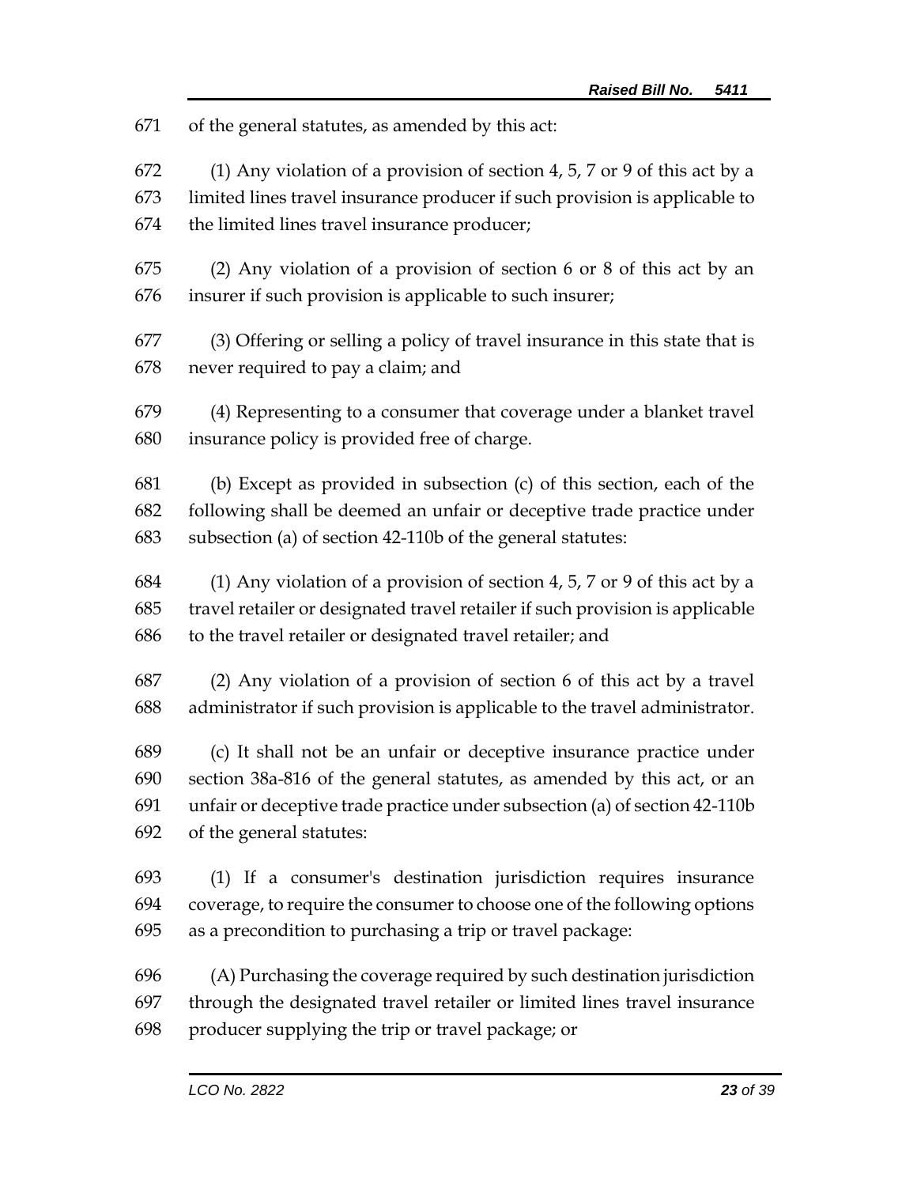of the general statutes, as amended by this act:

(1) Any violation of a provision of section 4, 5, 7 or 9 of this act by a limited lines travel insurance producer if such provision is applicable to the limited lines travel insurance producer;

(2) Any violation of a provision of section 6 or 8 of this act by an insurer if such provision is applicable to such insurer;

(3) Offering or selling a policy of travel insurance in this state that is never required to pay a claim; and

(4) Representing to a consumer that coverage under a blanket travel insurance policy is provided free of charge.

(b) Except as provided in subsection (c) of this section, each of the following shall be deemed an unfair or deceptive trade practice under subsection (a) of section 42-110b of the general statutes:

(1) Any violation of a provision of section 4, 5, 7 or 9 of this act by a travel retailer or designated travel retailer if such provision is applicable to the travel retailer or designated travel retailer; and

(2) Any violation of a provision of section 6 of this act by a travel administrator if such provision is applicable to the travel administrator.

(c) It shall not be an unfair or deceptive insurance practice under section 38a-816 of the general statutes, as amended by this act, or an unfair or deceptive trade practice under subsection (a) of section 42-110b of the general statutes:

(1) If a consumer's destination jurisdiction requires insurance coverage, to require the consumer to choose one of the following options as a precondition to purchasing a trip or travel package:

(A) Purchasing the coverage required by such destination jurisdiction through the designated travel retailer or limited lines travel insurance producer supplying the trip or travel package; or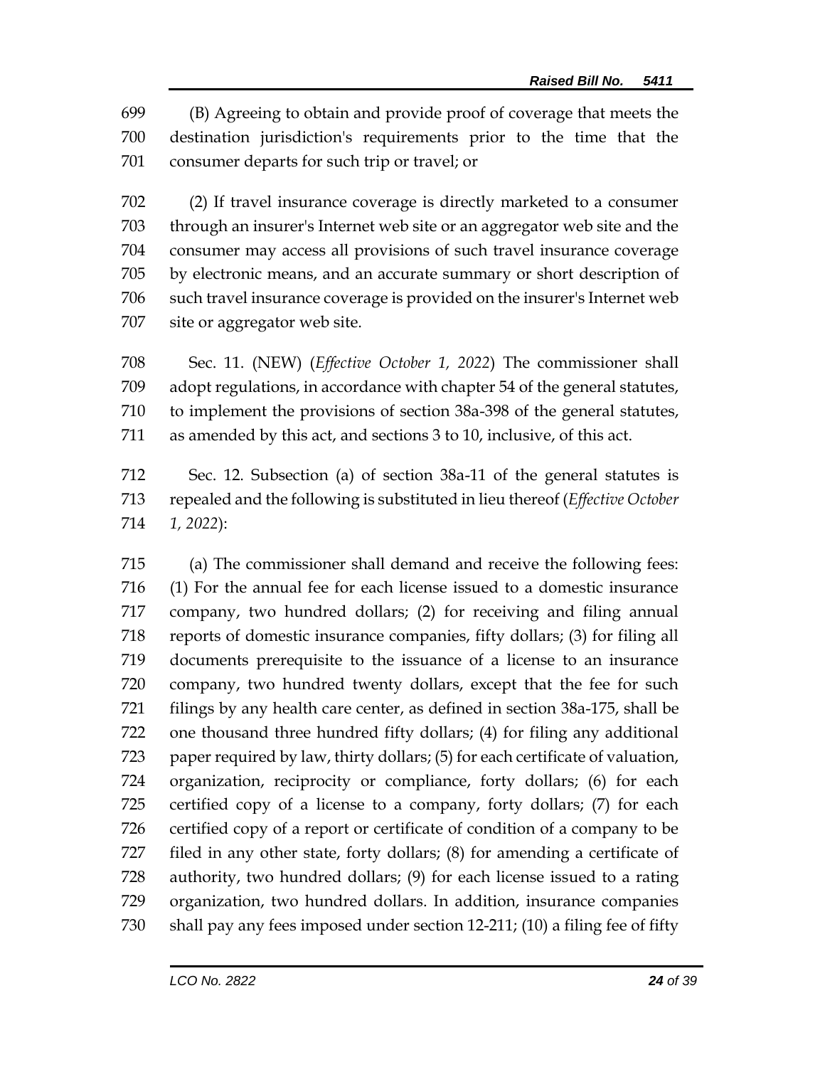(B) Agreeing to obtain and provide proof of coverage that meets the destination jurisdiction's requirements prior to the time that the consumer departs for such trip or travel; or

(2) If travel insurance coverage is directly marketed to a consumer through an insurer's Internet web site or an aggregator web site and the consumer may access all provisions of such travel insurance coverage by electronic means, and an accurate summary or short description of such travel insurance coverage is provided on the insurer's Internet web site or aggregator web site.

Sec. 11. (NEW) (*Effective October 1, 2022*) The commissioner shall adopt regulations, in accordance with chapter 54 of the general statutes, to implement the provisions of section 38a-398 of the general statutes, as amended by this act, and sections 3 to 10, inclusive, of this act.

Sec. 12. Subsection (a) of section 38a-11 of the general statutes is repealed and the following is substituted in lieu thereof (*Effective October 1, 2022*):

(a) The commissioner shall demand and receive the following fees: (1) For the annual fee for each license issued to a domestic insurance company, two hundred dollars; (2) for receiving and filing annual reports of domestic insurance companies, fifty dollars; (3) for filing all documents prerequisite to the issuance of a license to an insurance company, two hundred twenty dollars, except that the fee for such filings by any health care center, as defined in section 38a-175, shall be one thousand three hundred fifty dollars; (4) for filing any additional paper required by law, thirty dollars; (5) for each certificate of valuation, organization, reciprocity or compliance, forty dollars; (6) for each certified copy of a license to a company, forty dollars; (7) for each certified copy of a report or certificate of condition of a company to be filed in any other state, forty dollars; (8) for amending a certificate of authority, two hundred dollars; (9) for each license issued to a rating organization, two hundred dollars. In addition, insurance companies shall pay any fees imposed under section 12-211; (10) a filing fee of fifty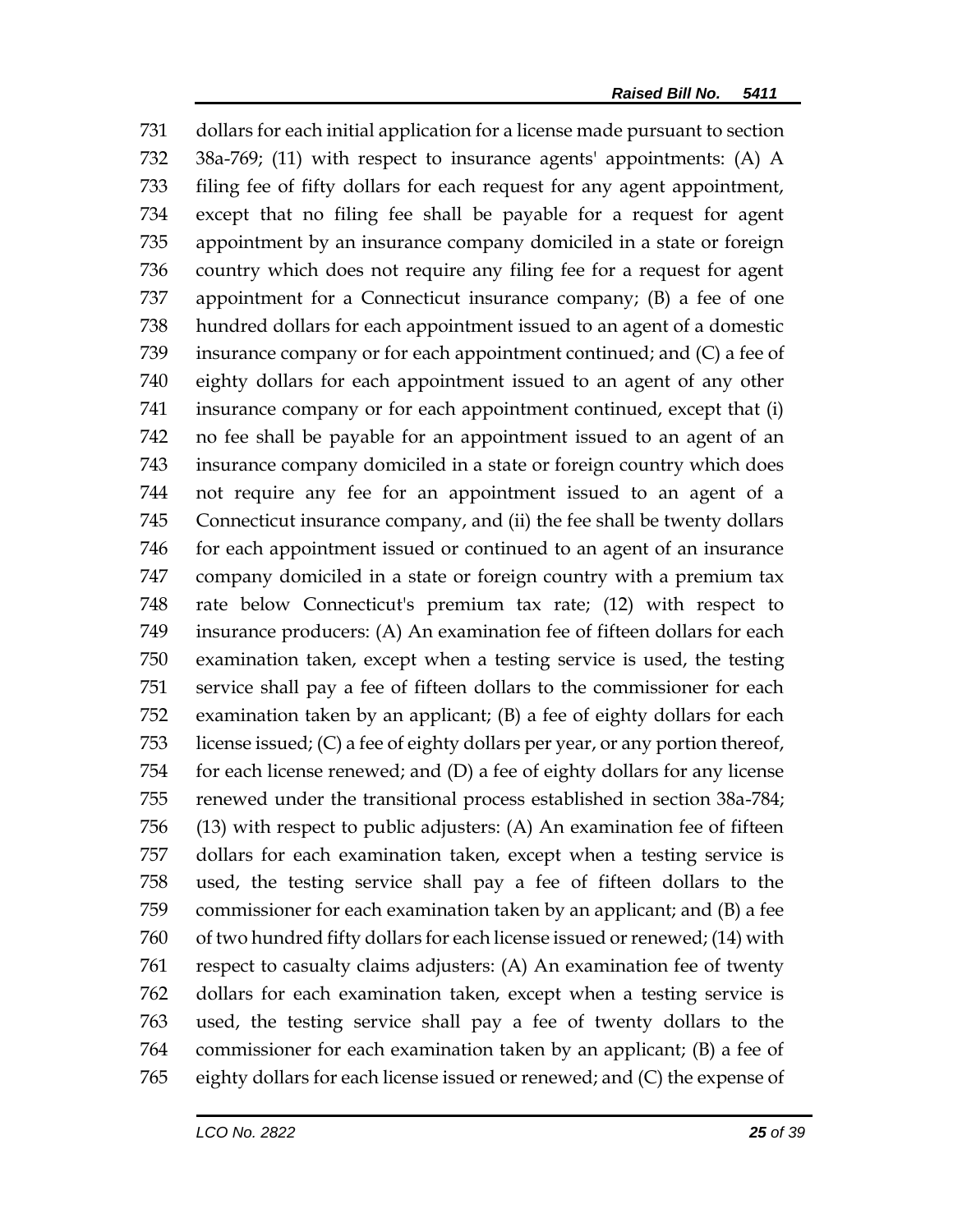731 dollars for each initial application for a license made pursuant to section
732 38a-769; (11) with respect to insurance agents' appointments: (A) A
733 filing fee of fifty dollars for each request for any agent appointment,
734 except that no filing fee shall be payable for a request for agent
735 appointment by an insurance company domiciled in a state or foreign
736 country which does not require any filing fee for a request for agent
737 appointment for a Connecticut insurance company; (B) a fee of one
738 hundred dollars for each appointment issued to an agent of a domestic
739 insurance company or for each appointment continued; and (C) a fee of
740 eighty dollars for each appointment issued to an agent of any other
741 insurance company or for each appointment continued, except that (i)
742 no fee shall be payable for an appointment issued to an agent of an
743 insurance company domiciled in a state or foreign country which does
744 not require any fee for an appointment issued to an agent of a
745 Connecticut insurance company, and (ii) the fee shall be twenty dollars
746 for each appointment issued or continued to an agent of an insurance
747 company domiciled in a state or foreign country with a premium tax
748 rate below Connecticut's premium tax rate; (12) with respect to
749 insurance producers: (A) An examination fee of fifteen dollars for each
750 examination taken, except when a testing service is used, the testing
751 service shall pay a fee of fifteen dollars to the commissioner for each
752 examination taken by an applicant; (B) a fee of eighty dollars for each
753 license issued; (C) a fee of eighty dollars per year, or any portion thereof,
754 for each license renewed; and (D) a fee of eighty dollars for any license
755 renewed under the transitional process established in section 38a-784;
756 (13) with respect to public adjusters: (A) An examination fee of fifteen
757 dollars for each examination taken, except when a testing service is
758 used, the testing service shall pay a fee of fifteen dollars to the
759 commissioner for each examination taken by an applicant; and (B) a fee
760 of two hundred fifty dollars for each license issued or renewed; (14) with
761 respect to casualty claims adjusters: (A) An examination fee of twenty
762 dollars for each examination taken, except when a testing service is
763 used, the testing service shall pay a fee of twenty dollars to the
764 commissioner for each examination taken by an applicant; (B) a fee of
765 eighty dollars for each license issued or renewed; and (C) the expense of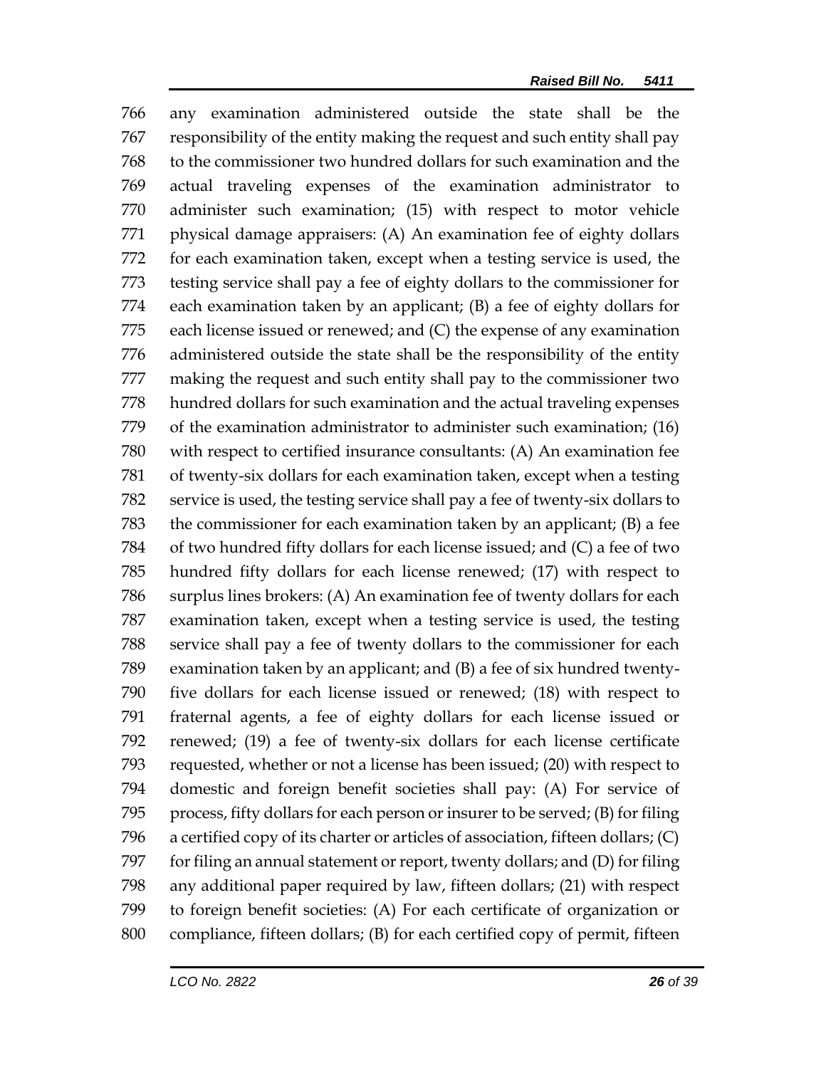766 any examination administered outside the state shall be the
767 responsibility of the entity making the request and such entity shall pay
768 to the commissioner two hundred dollars for such examination and the
769 actual traveling expenses of the examination administrator to
770 administer such examination; (15) with respect to motor vehicle
771 physical damage appraisers: (A) An examination fee of eighty dollars
772 for each examination taken, except when a testing service is used, the
773 testing service shall pay a fee of eighty dollars to the commissioner for
774 each examination taken by an applicant; (B) a fee of eighty dollars for
775 each license issued or renewed; and (C) the expense of any examination
776 administered outside the state shall be the responsibility of the entity
777 making the request and such entity shall pay to the commissioner two
778 hundred dollars for such examination and the actual traveling expenses
779 of the examination administrator to administer such examination; (16)
780 with respect to certified insurance consultants: (A) An examination fee
781 of twenty-six dollars for each examination taken, except when a testing
782 service is used, the testing service shall pay a fee of twenty-six dollars to
783 the commissioner for each examination taken by an applicant; (B) a fee
784 of two hundred fifty dollars for each license issued; and (C) a fee of two
785 hundred fifty dollars for each license renewed; (17) with respect to
786 surplus lines brokers: (A) An examination fee of twenty dollars for each
787 examination taken, except when a testing service is used, the testing
788 service shall pay a fee of twenty dollars to the commissioner for each
789 examination taken by an applicant; and (B) a fee of six hundred twenty-
790 five dollars for each license issued or renewed; (18) with respect to
791 fraternal agents, a fee of eighty dollars for each license issued or
792 renewed; (19) a fee of twenty-six dollars for each license certificate
793 requested, whether or not a license has been issued; (20) with respect to
794 domestic and foreign benefit societies shall pay: (A) For service of
795 process, fifty dollars for each person or insurer to be served; (B) for filing
796 a certified copy of its charter or articles of association, fifteen dollars; (C)
797 for filing an annual statement or report, twenty dollars; and (D) for filing
798 any additional paper required by law, fifteen dollars; (21) with respect
799 to foreign benefit societies: (A) For each certificate of organization or
800 compliance, fifteen dollars; (B) for each certified copy of permit, fifteen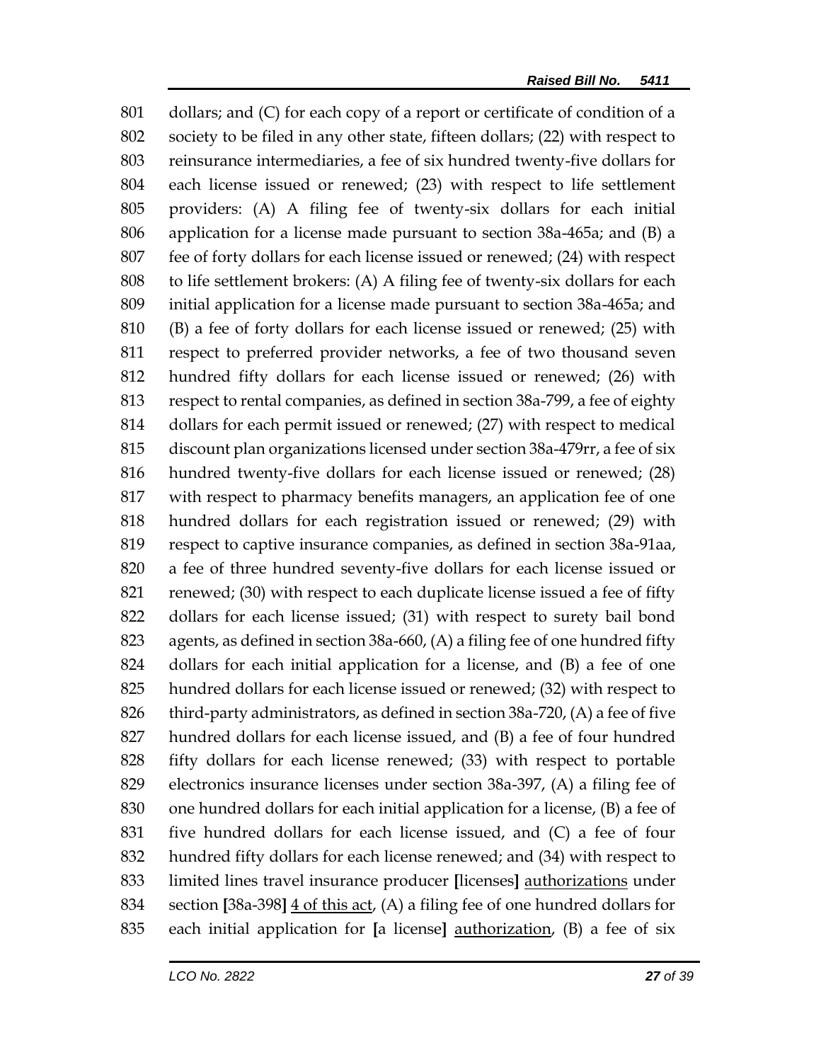801 dollars; and (C) for each copy of a report or certificate of condition of a
802 society to be filed in any other state, fifteen dollars; (22) with respect to
803 reinsurance intermediaries, a fee of six hundred twenty-five dollars for
804 each license issued or renewed; (23) with respect to life settlement
805 providers: (A) A filing fee of twenty-six dollars for each initial
806 application for a license made pursuant to section 38a-465a; and (B) a
807 fee of forty dollars for each license issued or renewed; (24) with respect
808 to life settlement brokers: (A) A filing fee of twenty-six dollars for each
809 initial application for a license made pursuant to section 38a-465a; and
810 (B) a fee of forty dollars for each license issued or renewed; (25) with
811 respect to preferred provider networks, a fee of two thousand seven
812 hundred fifty dollars for each license issued or renewed; (26) with
813 respect to rental companies, as defined in section 38a-799, a fee of eighty
814 dollars for each permit issued or renewed; (27) with respect to medical
815 discount plan organizations licensed under section 38a-479rr, a fee of six
816 hundred twenty-five dollars for each license issued or renewed; (28)
817 with respect to pharmacy benefits managers, an application fee of one
818 hundred dollars for each registration issued or renewed; (29) with
819 respect to captive insurance companies, as defined in section 38a-91aa,
820 a fee of three hundred seventy-five dollars for each license issued or
821 renewed; (30) with respect to each duplicate license issued a fee of fifty
822 dollars for each license issued; (31) with respect to surety bail bond
823 agents, as defined in section 38a-660, (A) a filing fee of one hundred fifty
824 dollars for each initial application for a license, and (B) a fee of one
825 hundred dollars for each license issued or renewed; (32) with respect to
826 third-party administrators, as defined in section 38a-720, (A) a fee of five
827 hundred dollars for each license issued, and (B) a fee of four hundred
828 fifty dollars for each license renewed; (33) with respect to portable
829 electronics insurance licenses under section 38a-397, (A) a filing fee of
830 one hundred dollars for each initial application for a license, (B) a fee of
831 five hundred dollars for each license issued, and (C) a fee of four
832 hundred fifty dollars for each license renewed; and (34) with respect to
833 limited lines travel insurance producer **[**licenses**]** <u>authorizations</u> under
834 section **[**38a-398**]** <u>4 of this act</u>, (A) a filing fee of one hundred dollars for
835 each initial application for **[**a license**]** <u>authorization</u>, (B) a fee of six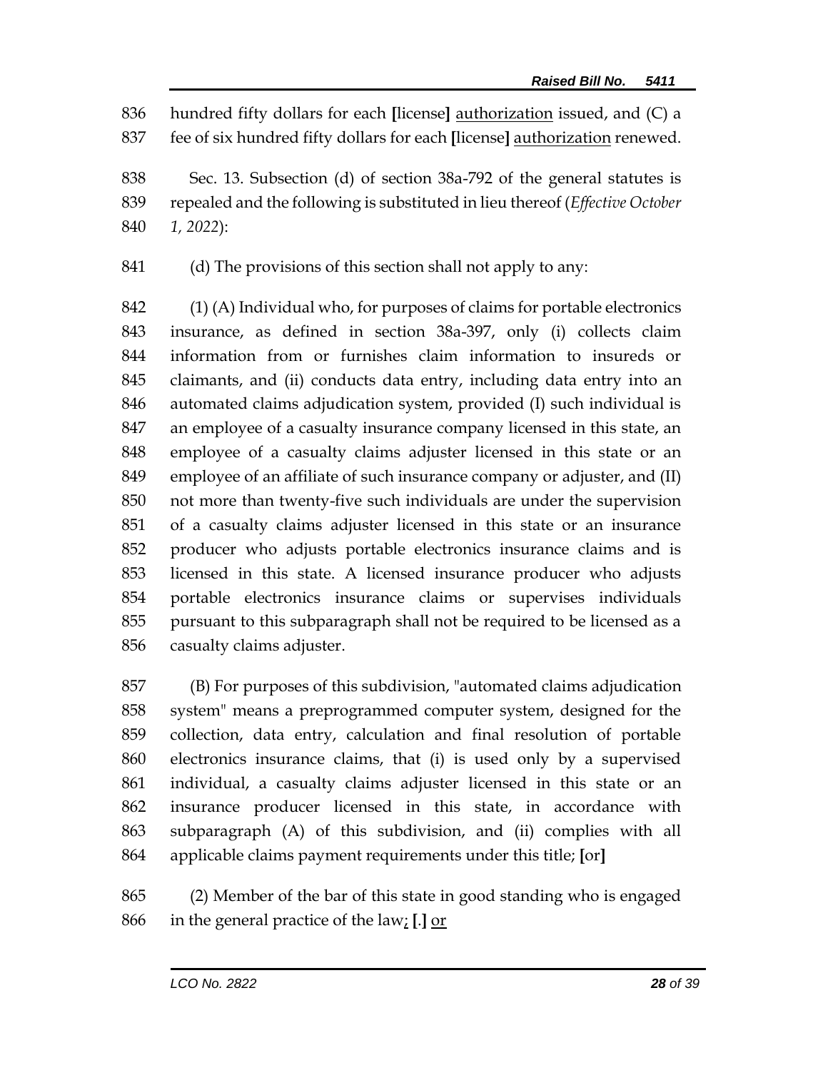836 hundred fifty dollars for each [license] <u>authorization</u> issued, and (C) a
837 fee of six hundred fifty dollars for each [license] <u>authorization</u> renewed.

838 Sec. 13. Subsection (d) of section 38a-792 of the general statutes is
839 repealed and the following is substituted in lieu thereof (*Effective October*
840 *1, 2022*):

841 (d) The provisions of this section shall not apply to any:

842 (1) (A) Individual who, for purposes of claims for portable electronics
843 insurance, as defined in section 38a-397, only (i) collects claim
844 information from or furnishes claim information to insureds or
845 claimants, and (ii) conducts data entry, including data entry into an
846 automated claims adjudication system, provided (I) such individual is
847 an employee of a casualty insurance company licensed in this state, an
848 employee of a casualty claims adjuster licensed in this state or an
849 employee of an affiliate of such insurance company or adjuster, and (II)
850 not more than twenty-five such individuals are under the supervision
851 of a casualty claims adjuster licensed in this state or an insurance
852 producer who adjusts portable electronics insurance claims and is
853 licensed in this state. A licensed insurance producer who adjusts
854 portable electronics insurance claims or supervises individuals
855 pursuant to this subparagraph shall not be required to be licensed as a
856 casualty claims adjuster.

857 (B) For purposes of this subdivision, "automated claims adjudication
858 system" means a preprogrammed computer system, designed for the
859 collection, data entry, calculation and final resolution of portable
860 electronics insurance claims, that (i) is used only by a supervised
861 individual, a casualty claims adjuster licensed in this state or an
862 insurance producer licensed in this state, in accordance with
863 subparagraph (A) of this subdivision, and (ii) complies with all
864 applicable claims payment requirements under this title; [or]

865 (2) Member of the bar of this state in good standing who is engaged
866 in the general practice of the law<u>;</u> [.] <u>or</u>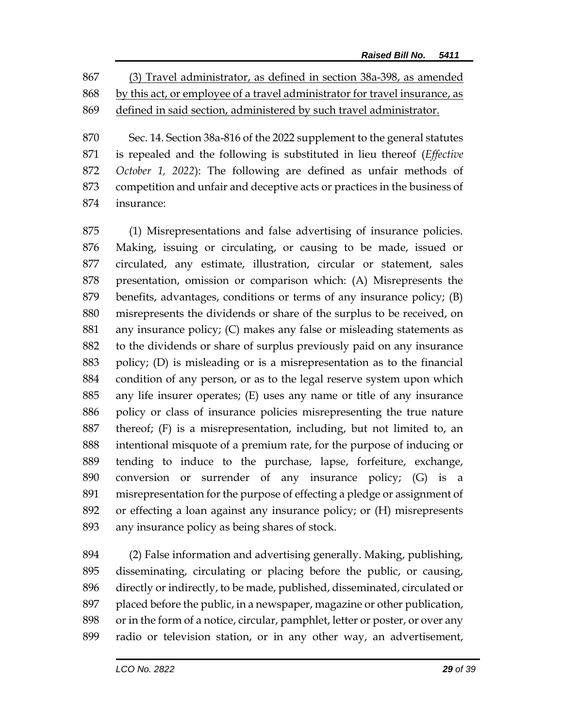867 (3) Travel administrator, as defined in section 38a-398, as amended
868 by this act, or employee of a travel administrator for travel insurance, as
869 defined in said section, administered by such travel administrator.

870 Sec. 14. Section 38a-816 of the 2022 supplement to the general statutes
871 is repealed and the following is substituted in lieu thereof (*Effective*
872 *October 1, 2022*): The following are defined as unfair methods of
873 competition and unfair and deceptive acts or practices in the business of
874 insurance:

875 (1) Misrepresentations and false advertising of insurance policies.
876 Making, issuing or circulating, or causing to be made, issued or
877 circulated, any estimate, illustration, circular or statement, sales
878 presentation, omission or comparison which: (A) Misrepresents the
879 benefits, advantages, conditions or terms of any insurance policy; (B)
880 misrepresents the dividends or share of the surplus to be received, on
881 any insurance policy; (C) makes any false or misleading statements as
882 to the dividends or share of surplus previously paid on any insurance
883 policy; (D) is misleading or is a misrepresentation as to the financial
884 condition of any person, or as to the legal reserve system upon which
885 any life insurer operates; (E) uses any name or title of any insurance
886 policy or class of insurance policies misrepresenting the true nature
887 thereof; (F) is a misrepresentation, including, but not limited to, an
888 intentional misquote of a premium rate, for the purpose of inducing or
889 tending to induce to the purchase, lapse, forfeiture, exchange,
890 conversion or surrender of any insurance policy; (G) is a
891 misrepresentation for the purpose of effecting a pledge or assignment of
892 or effecting a loan against any insurance policy; or (H) misrepresents
893 any insurance policy as being shares of stock.

894 (2) False information and advertising generally. Making, publishing,
895 disseminating, circulating or placing before the public, or causing,
896 directly or indirectly, to be made, published, disseminated, circulated or
897 placed before the public, in a newspaper, magazine or other publication,
898 or in the form of a notice, circular, pamphlet, letter or poster, or over any
899 radio or television station, or in any other way, an advertisement,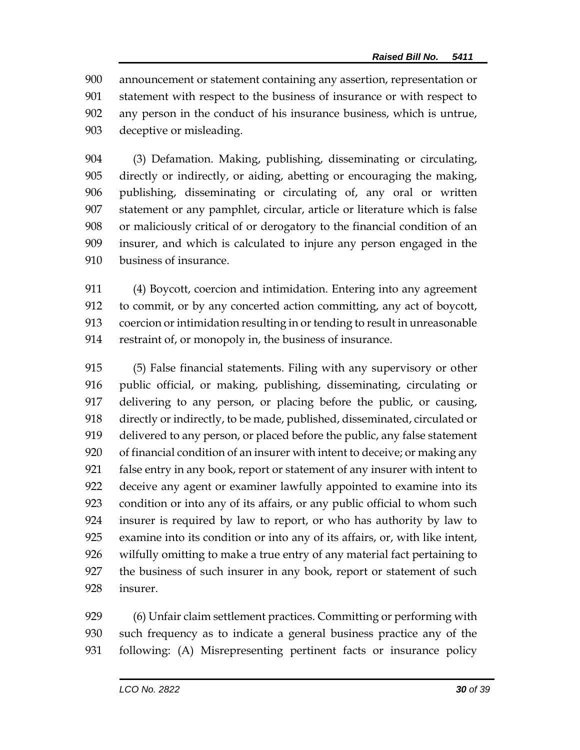announcement or statement containing any assertion, representation or statement with respect to the business of insurance or with respect to any person in the conduct of his insurance business, which is untrue, deceptive or misleading.

(3) Defamation. Making, publishing, disseminating or circulating, directly or indirectly, or aiding, abetting or encouraging the making, publishing, disseminating or circulating of, any oral or written statement or any pamphlet, circular, article or literature which is false or maliciously critical of or derogatory to the financial condition of an insurer, and which is calculated to injure any person engaged in the business of insurance.

(4) Boycott, coercion and intimidation. Entering into any agreement to commit, or by any concerted action committing, any act of boycott, coercion or intimidation resulting in or tending to result in unreasonable restraint of, or monopoly in, the business of insurance.

(5) False financial statements. Filing with any supervisory or other public official, or making, publishing, disseminating, circulating or delivering to any person, or placing before the public, or causing, directly or indirectly, to be made, published, disseminated, circulated or delivered to any person, or placed before the public, any false statement of financial condition of an insurer with intent to deceive; or making any false entry in any book, report or statement of any insurer with intent to deceive any agent or examiner lawfully appointed to examine into its condition or into any of its affairs, or any public official to whom such insurer is required by law to report, or who has authority by law to examine into its condition or into any of its affairs, or, with like intent, wilfully omitting to make a true entry of any material fact pertaining to the business of such insurer in any book, report or statement of such insurer.

(6) Unfair claim settlement practices. Committing or performing with such frequency as to indicate a general business practice any of the following: (A) Misrepresenting pertinent facts or insurance policy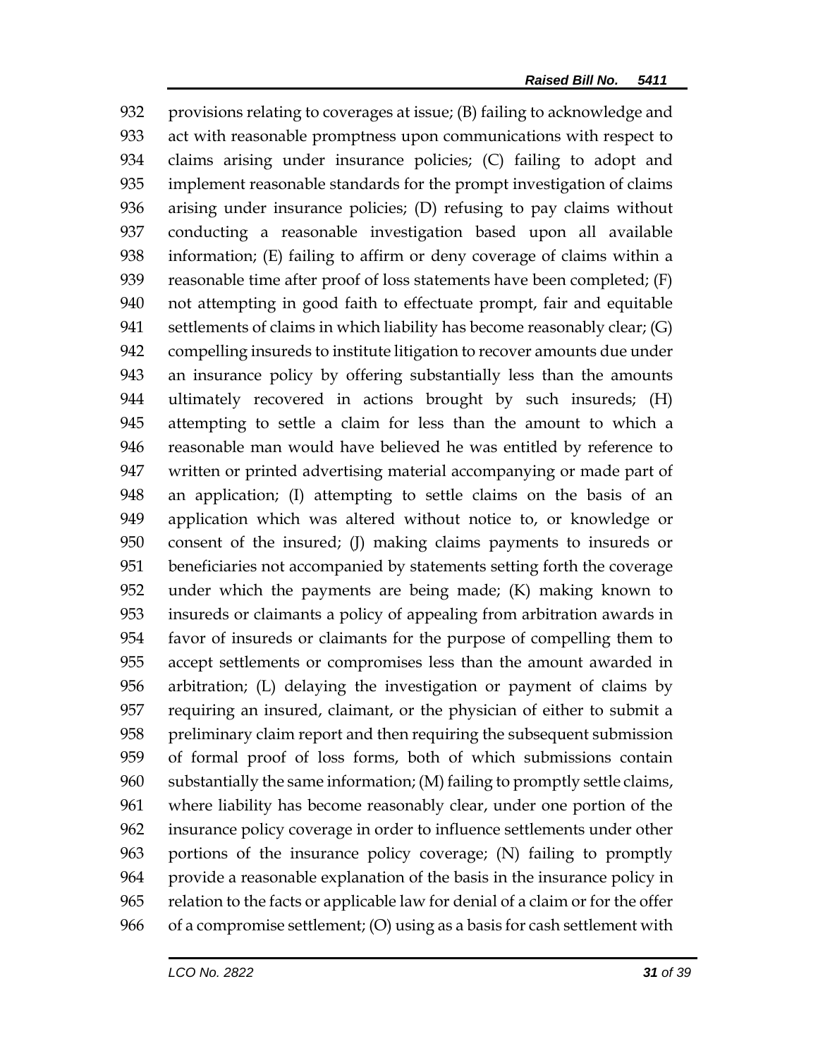provisions relating to coverages at issue; (B) failing to acknowledge and act with reasonable promptness upon communications with respect to claims arising under insurance policies; (C) failing to adopt and implement reasonable standards for the prompt investigation of claims arising under insurance policies; (D) refusing to pay claims without conducting a reasonable investigation based upon all available information; (E) failing to affirm or deny coverage of claims within a reasonable time after proof of loss statements have been completed; (F) not attempting in good faith to effectuate prompt, fair and equitable settlements of claims in which liability has become reasonably clear; (G) compelling insureds to institute litigation to recover amounts due under an insurance policy by offering substantially less than the amounts ultimately recovered in actions brought by such insureds; (H) attempting to settle a claim for less than the amount to which a reasonable man would have believed he was entitled by reference to written or printed advertising material accompanying or made part of an application; (I) attempting to settle claims on the basis of an application which was altered without notice to, or knowledge or consent of the insured; (J) making claims payments to insureds or beneficiaries not accompanied by statements setting forth the coverage under which the payments are being made; (K) making known to insureds or claimants a policy of appealing from arbitration awards in favor of insureds or claimants for the purpose of compelling them to accept settlements or compromises less than the amount awarded in arbitration; (L) delaying the investigation or payment of claims by requiring an insured, claimant, or the physician of either to submit a preliminary claim report and then requiring the subsequent submission of formal proof of loss forms, both of which submissions contain substantially the same information; (M) failing to promptly settle claims, where liability has become reasonably clear, under one portion of the insurance policy coverage in order to influence settlements under other portions of the insurance policy coverage; (N) failing to promptly provide a reasonable explanation of the basis in the insurance policy in relation to the facts or applicable law for denial of a claim or for the offer of a compromise settlement; (O) using as a basis for cash settlement with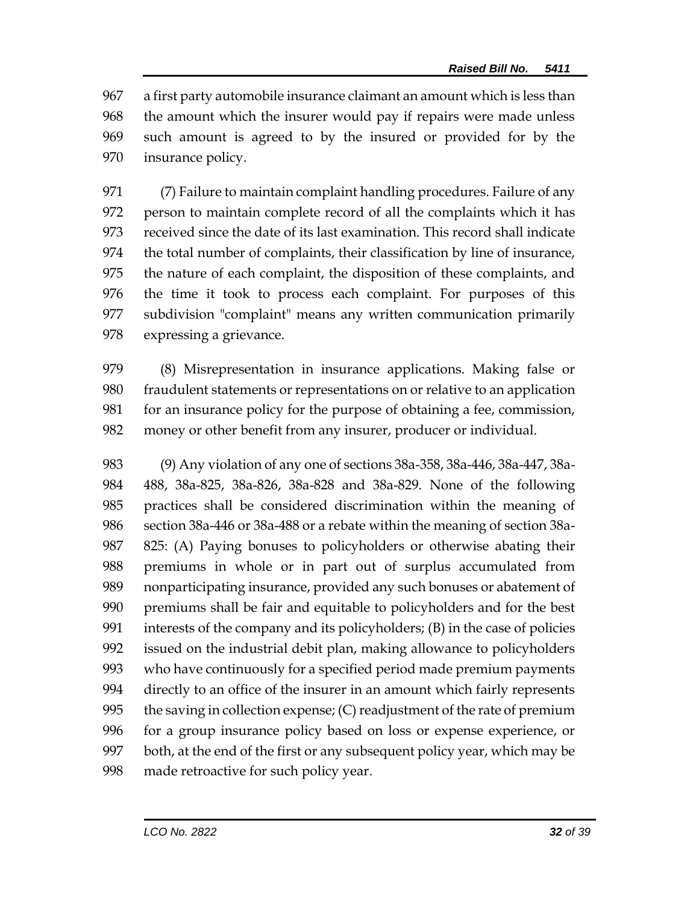a first party automobile insurance claimant an amount which is less than the amount which the insurer would pay if repairs were made unless such amount is agreed to by the insured or provided for by the insurance policy.

(7) Failure to maintain complaint handling procedures. Failure of any person to maintain complete record of all the complaints which it has received since the date of its last examination. This record shall indicate the total number of complaints, their classification by line of insurance, the nature of each complaint, the disposition of these complaints, and the time it took to process each complaint. For purposes of this subdivision "complaint" means any written communication primarily expressing a grievance.

(8) Misrepresentation in insurance applications. Making false or fraudulent statements or representations on or relative to an application for an insurance policy for the purpose of obtaining a fee, commission, money or other benefit from any insurer, producer or individual.

(9) Any violation of any one of sections 38a-358, 38a-446, 38a-447, 38a-488, 38a-825, 38a-826, 38a-828 and 38a-829. None of the following practices shall be considered discrimination within the meaning of section 38a-446 or 38a-488 or a rebate within the meaning of section 38a-825: (A) Paying bonuses to policyholders or otherwise abating their premiums in whole or in part out of surplus accumulated from nonparticipating insurance, provided any such bonuses or abatement of premiums shall be fair and equitable to policyholders and for the best interests of the company and its policyholders; (B) in the case of policies issued on the industrial debit plan, making allowance to policyholders who have continuously for a specified period made premium payments directly to an office of the insurer in an amount which fairly represents the saving in collection expense; (C) readjustment of the rate of premium for a group insurance policy based on loss or expense experience, or both, at the end of the first or any subsequent policy year, which may be made retroactive for such policy year.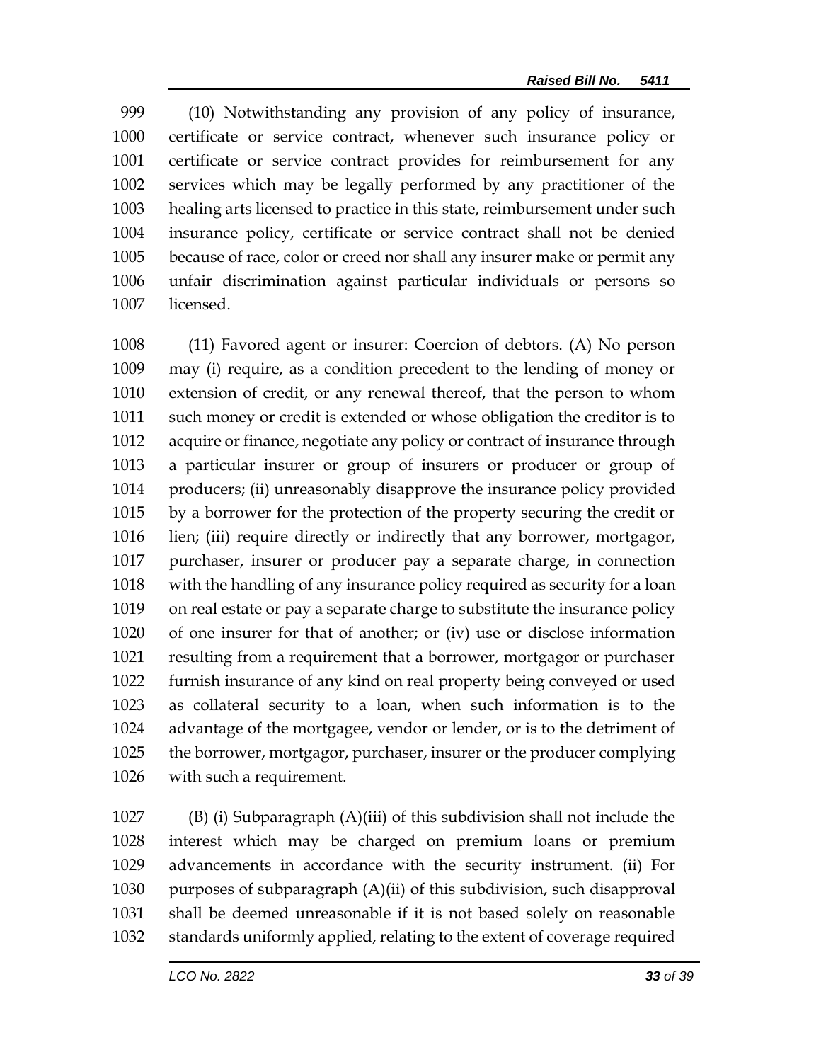(10) Notwithstanding any provision of any policy of insurance, certificate or service contract, whenever such insurance policy or certificate or service contract provides for reimbursement for any services which may be legally performed by any practitioner of the healing arts licensed to practice in this state, reimbursement under such insurance policy, certificate or service contract shall not be denied because of race, color or creed nor shall any insurer make or permit any unfair discrimination against particular individuals or persons so licensed.

(11) Favored agent or insurer: Coercion of debtors. (A) No person may (i) require, as a condition precedent to the lending of money or extension of credit, or any renewal thereof, that the person to whom such money or credit is extended or whose obligation the creditor is to acquire or finance, negotiate any policy or contract of insurance through a particular insurer or group of insurers or producer or group of producers; (ii) unreasonably disapprove the insurance policy provided by a borrower for the protection of the property securing the credit or lien; (iii) require directly or indirectly that any borrower, mortgagor, purchaser, insurer or producer pay a separate charge, in connection with the handling of any insurance policy required as security for a loan on real estate or pay a separate charge to substitute the insurance policy of one insurer for that of another; or (iv) use or disclose information resulting from a requirement that a borrower, mortgagor or purchaser furnish insurance of any kind on real property being conveyed or used as collateral security to a loan, when such information is to the advantage of the mortgagee, vendor or lender, or is to the detriment of the borrower, mortgagor, purchaser, insurer or the producer complying with such a requirement.

(B) (i) Subparagraph (A)(iii) of this subdivision shall not include the interest which may be charged on premium loans or premium advancements in accordance with the security instrument. (ii) For purposes of subparagraph (A)(ii) of this subdivision, such disapproval shall be deemed unreasonable if it is not based solely on reasonable standards uniformly applied, relating to the extent of coverage required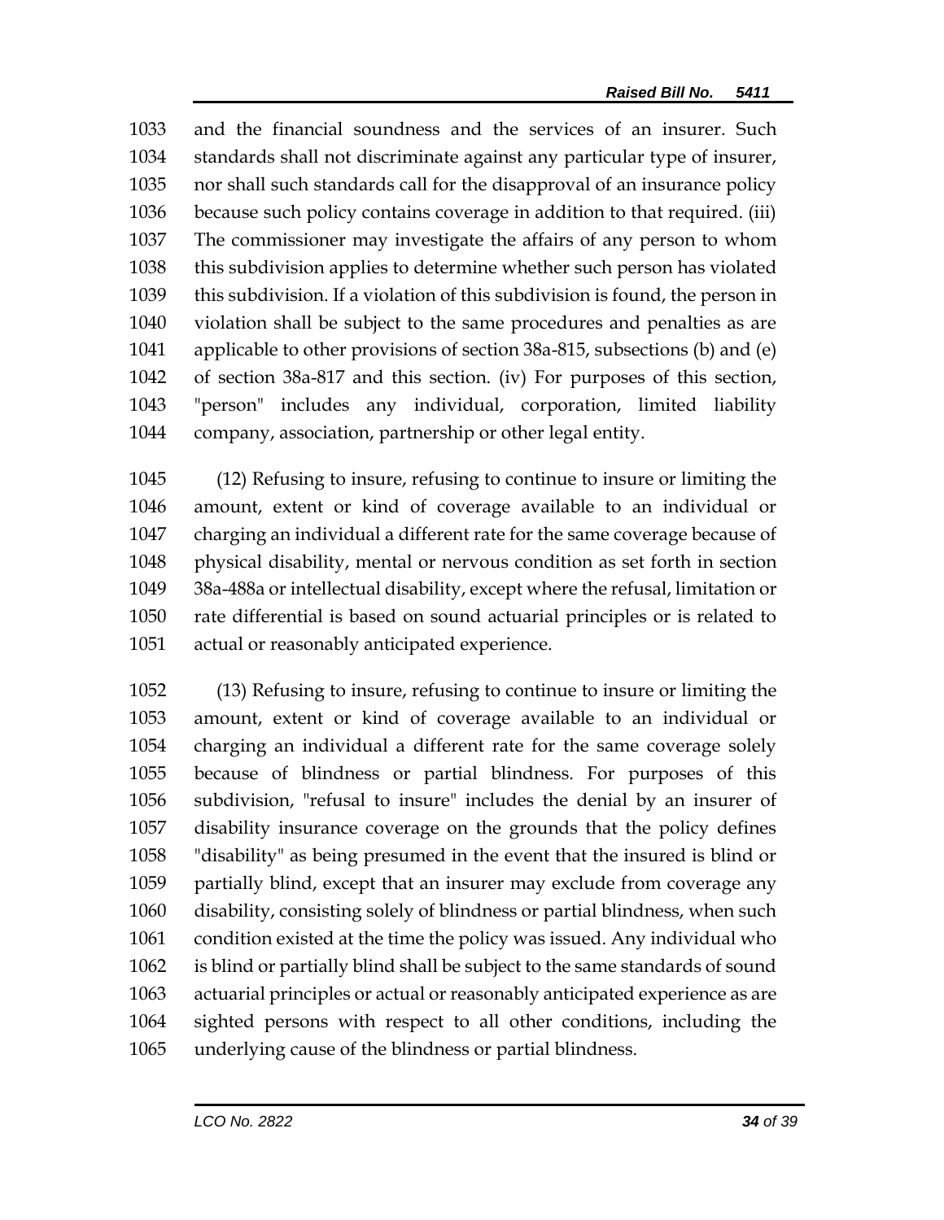1033 and the financial soundness and the services of an insurer. Such
1034 standards shall not discriminate against any particular type of insurer,
1035 nor shall such standards call for the disapproval of an insurance policy
1036 because such policy contains coverage in addition to that required. (iii)
1037 The commissioner may investigate the affairs of any person to whom
1038 this subdivision applies to determine whether such person has violated
1039 this subdivision. If a violation of this subdivision is found, the person in
1040 violation shall be subject to the same procedures and penalties as are
1041 applicable to other provisions of section 38a-815, subsections (b) and (e)
1042 of section 38a-817 and this section. (iv) For purposes of this section,
1043 "person" includes any individual, corporation, limited liability
1044 company, association, partnership or other legal entity.

1045 (12) Refusing to insure, refusing to continue to insure or limiting the
1046 amount, extent or kind of coverage available to an individual or
1047 charging an individual a different rate for the same coverage because of
1048 physical disability, mental or nervous condition as set forth in section
1049 38a-488a or intellectual disability, except where the refusal, limitation or
1050 rate differential is based on sound actuarial principles or is related to
1051 actual or reasonably anticipated experience.

1052 (13) Refusing to insure, refusing to continue to insure or limiting the
1053 amount, extent or kind of coverage available to an individual or
1054 charging an individual a different rate for the same coverage solely
1055 because of blindness or partial blindness. For purposes of this
1056 subdivision, "refusal to insure" includes the denial by an insurer of
1057 disability insurance coverage on the grounds that the policy defines
1058 "disability" as being presumed in the event that the insured is blind or
1059 partially blind, except that an insurer may exclude from coverage any
1060 disability, consisting solely of blindness or partial blindness, when such
1061 condition existed at the time the policy was issued. Any individual who
1062 is blind or partially blind shall be subject to the same standards of sound
1063 actuarial principles or actual or reasonably anticipated experience as are
1064 sighted persons with respect to all other conditions, including the
1065 underlying cause of the blindness or partial blindness.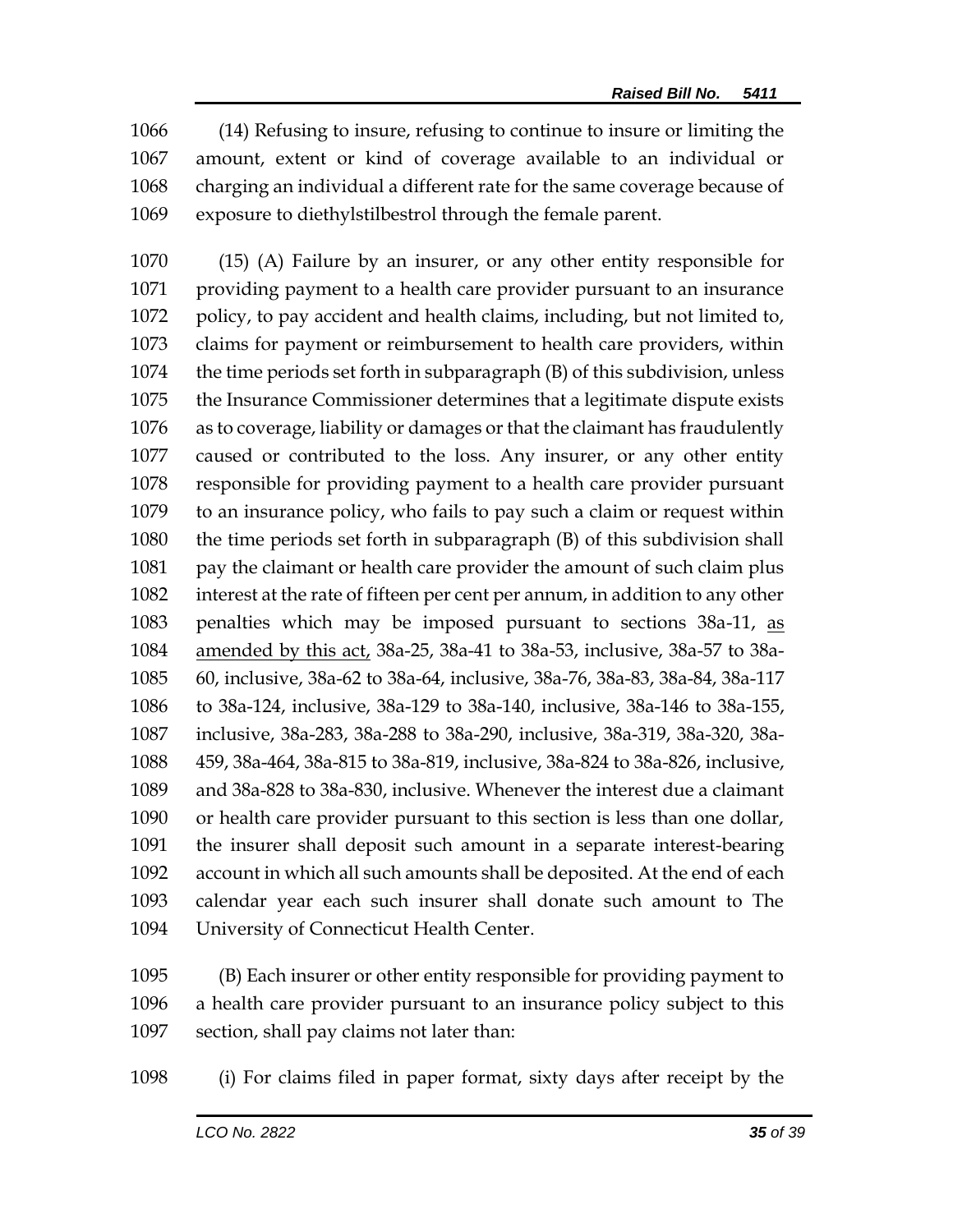(14) Refusing to insure, refusing to continue to insure or limiting the amount, extent or kind of coverage available to an individual or charging an individual a different rate for the same coverage because of exposure to diethylstilbestrol through the female parent.

(15) (A) Failure by an insurer, or any other entity responsible for providing payment to a health care provider pursuant to an insurance policy, to pay accident and health claims, including, but not limited to, claims for payment or reimbursement to health care providers, within the time periods set forth in subparagraph (B) of this subdivision, unless the Insurance Commissioner determines that a legitimate dispute exists as to coverage, liability or damages or that the claimant has fraudulently caused or contributed to the loss. Any insurer, or any other entity responsible for providing payment to a health care provider pursuant to an insurance policy, who fails to pay such a claim or request within the time periods set forth in subparagraph (B) of this subdivision shall pay the claimant or health care provider the amount of such claim plus interest at the rate of fifteen per cent per annum, in addition to any other penalties which may be imposed pursuant to sections 38a-11, <u>as amended by this act,</u> 38a-25, 38a-41 to 38a-53, inclusive, 38a-57 to 38a-60, inclusive, 38a-62 to 38a-64, inclusive, 38a-76, 38a-83, 38a-84, 38a-117 to 38a-124, inclusive, 38a-129 to 38a-140, inclusive, 38a-146 to 38a-155, inclusive, 38a-283, 38a-288 to 38a-290, inclusive, 38a-319, 38a-320, 38a-459, 38a-464, 38a-815 to 38a-819, inclusive, 38a-824 to 38a-826, inclusive, and 38a-828 to 38a-830, inclusive. Whenever the interest due a claimant or health care provider pursuant to this section is less than one dollar, the insurer shall deposit such amount in a separate interest-bearing account in which all such amounts shall be deposited. At the end of each calendar year each such insurer shall donate such amount to The University of Connecticut Health Center.

(B) Each insurer or other entity responsible for providing payment to a health care provider pursuant to an insurance policy subject to this section, shall pay claims not later than:

(i) For claims filed in paper format, sixty days after receipt by the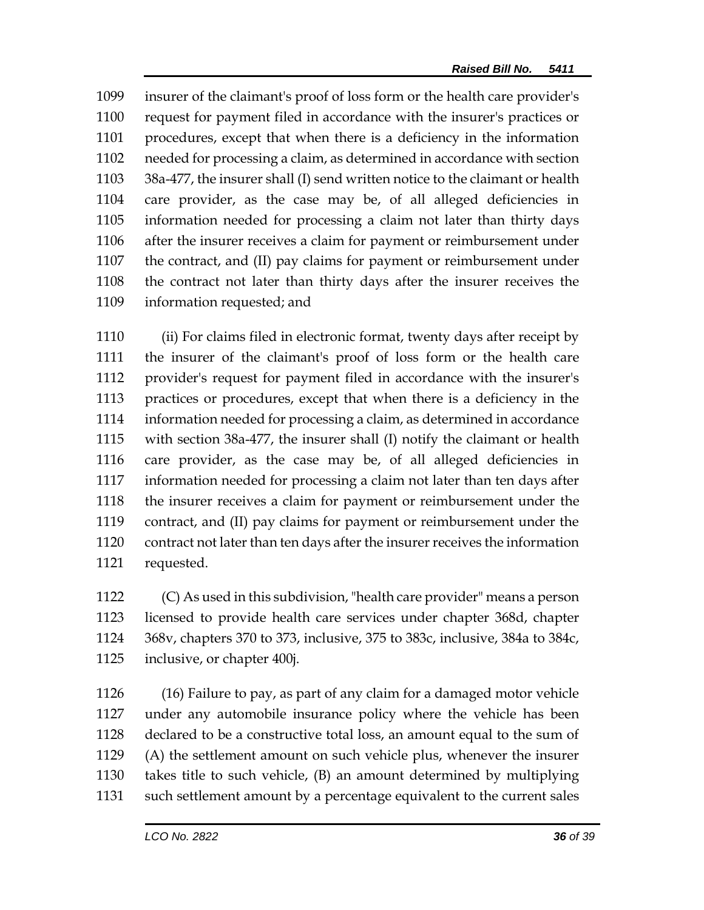1099 insurer of the claimant's proof of loss form or the health care provider's
1100 request for payment filed in accordance with the insurer's practices or
1101 procedures, except that when there is a deficiency in the information
1102 needed for processing a claim, as determined in accordance with section
1103 38a-477, the insurer shall (I) send written notice to the claimant or health
1104 care provider, as the case may be, of all alleged deficiencies in
1105 information needed for processing a claim not later than thirty days
1106 after the insurer receives a claim for payment or reimbursement under
1107 the contract, and (II) pay claims for payment or reimbursement under
1108 the contract not later than thirty days after the insurer receives the
1109 information requested; and

1110 (ii) For claims filed in electronic format, twenty days after receipt by
1111 the insurer of the claimant's proof of loss form or the health care
1112 provider's request for payment filed in accordance with the insurer's
1113 practices or procedures, except that when there is a deficiency in the
1114 information needed for processing a claim, as determined in accordance
1115 with section 38a-477, the insurer shall (I) notify the claimant or health
1116 care provider, as the case may be, of all alleged deficiencies in
1117 information needed for processing a claim not later than ten days after
1118 the insurer receives a claim for payment or reimbursement under the
1119 contract, and (II) pay claims for payment or reimbursement under the
1120 contract not later than ten days after the insurer receives the information
1121 requested.

1122 (C) As used in this subdivision, "health care provider" means a person
1123 licensed to provide health care services under chapter 368d, chapter
1124 368v, chapters 370 to 373, inclusive, 375 to 383c, inclusive, 384a to 384c,
1125 inclusive, or chapter 400j.

1126 (16) Failure to pay, as part of any claim for a damaged motor vehicle
1127 under any automobile insurance policy where the vehicle has been
1128 declared to be a constructive total loss, an amount equal to the sum of
1129 (A) the settlement amount on such vehicle plus, whenever the insurer
1130 takes title to such vehicle, (B) an amount determined by multiplying
1131 such settlement amount by a percentage equivalent to the current sales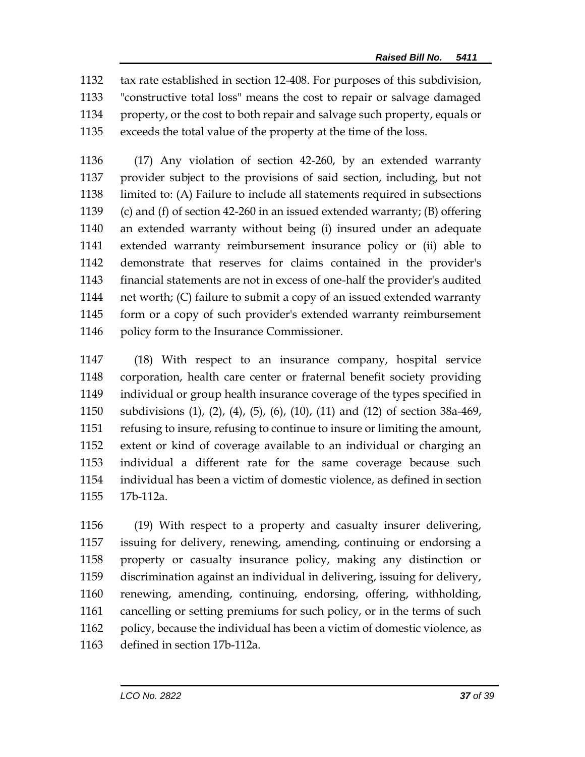tax rate established in section 12-408. For purposes of this subdivision, "constructive total loss" means the cost to repair or salvage damaged property, or the cost to both repair and salvage such property, equals or exceeds the total value of the property at the time of the loss.

(17) Any violation of section 42-260, by an extended warranty provider subject to the provisions of said section, including, but not limited to: (A) Failure to include all statements required in subsections (c) and (f) of section 42-260 in an issued extended warranty; (B) offering an extended warranty without being (i) insured under an adequate extended warranty reimbursement insurance policy or (ii) able to demonstrate that reserves for claims contained in the provider's financial statements are not in excess of one-half the provider's audited net worth; (C) failure to submit a copy of an issued extended warranty form or a copy of such provider's extended warranty reimbursement policy form to the Insurance Commissioner.

(18) With respect to an insurance company, hospital service corporation, health care center or fraternal benefit society providing individual or group health insurance coverage of the types specified in subdivisions (1), (2), (4), (5), (6), (10), (11) and (12) of section 38a-469, refusing to insure, refusing to continue to insure or limiting the amount, extent or kind of coverage available to an individual or charging an individual a different rate for the same coverage because such individual has been a victim of domestic violence, as defined in section 17b-112a.

(19) With respect to a property and casualty insurer delivering, issuing for delivery, renewing, amending, continuing or endorsing a property or casualty insurance policy, making any distinction or discrimination against an individual in delivering, issuing for delivery, renewing, amending, continuing, endorsing, offering, withholding, cancelling or setting premiums for such policy, or in the terms of such policy, because the individual has been a victim of domestic violence, as defined in section 17b-112a.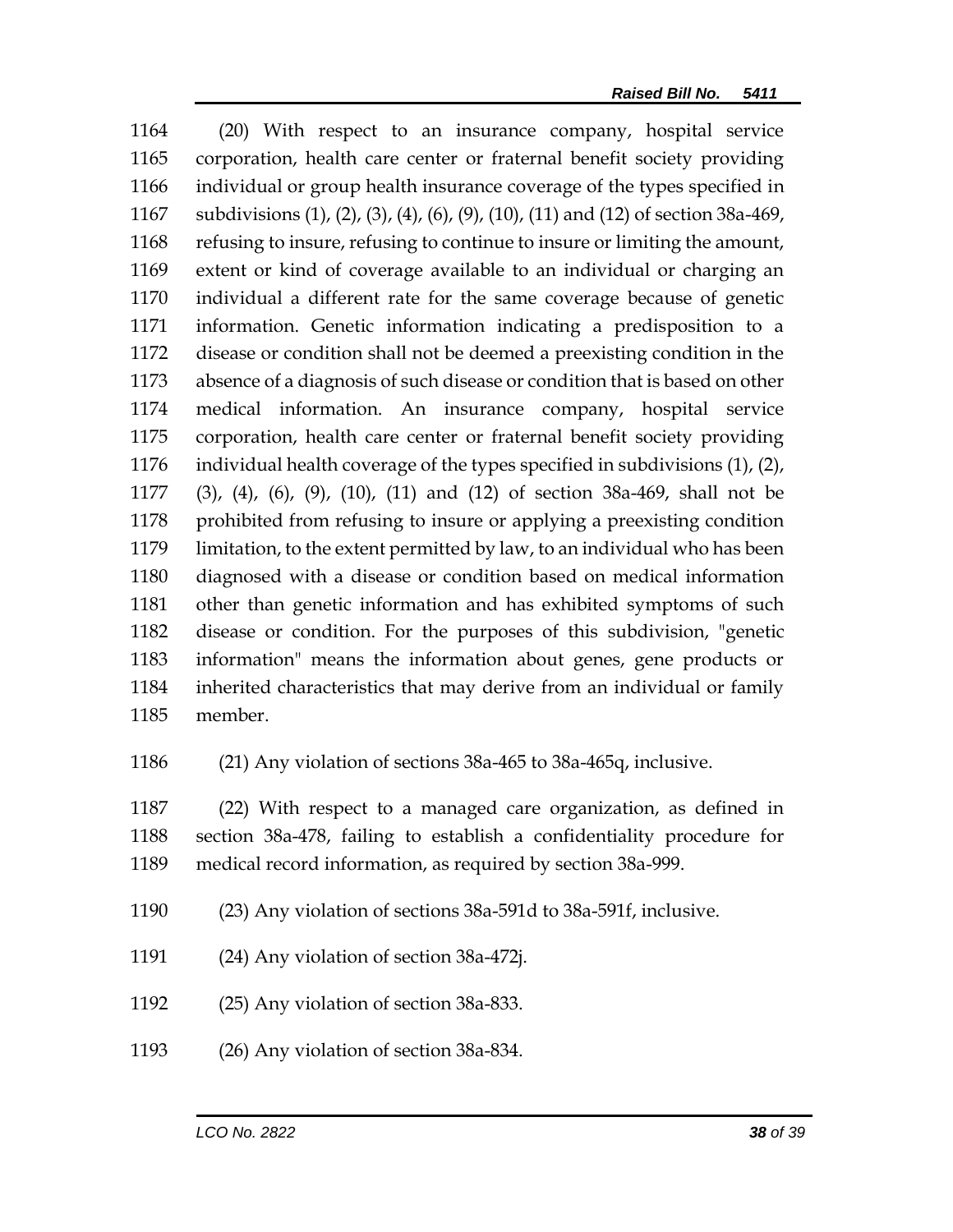(20) With respect to an insurance company, hospital service corporation, health care center or fraternal benefit society providing individual or group health insurance coverage of the types specified in subdivisions (1), (2), (3), (4), (6), (9), (10), (11) and (12) of section 38a-469, refusing to insure, refusing to continue to insure or limiting the amount, extent or kind of coverage available to an individual or charging an individual a different rate for the same coverage because of genetic information. Genetic information indicating a predisposition to a disease or condition shall not be deemed a preexisting condition in the absence of a diagnosis of such disease or condition that is based on other medical information. An insurance company, hospital service corporation, health care center or fraternal benefit society providing individual health coverage of the types specified in subdivisions (1), (2), (3), (4), (6), (9), (10), (11) and (12) of section 38a-469, shall not be prohibited from refusing to insure or applying a preexisting condition limitation, to the extent permitted by law, to an individual who has been diagnosed with a disease or condition based on medical information other than genetic information and has exhibited symptoms of such disease or condition. For the purposes of this subdivision, "genetic information" means the information about genes, gene products or inherited characteristics that may derive from an individual or family member.

(21) Any violation of sections 38a-465 to 38a-465q, inclusive.

(22) With respect to a managed care organization, as defined in section 38a-478, failing to establish a confidentiality procedure for medical record information, as required by section 38a-999.

(23) Any violation of sections 38a-591d to 38a-591f, inclusive.

(24) Any violation of section 38a-472j.

(25) Any violation of section 38a-833.

(26) Any violation of section 38a-834.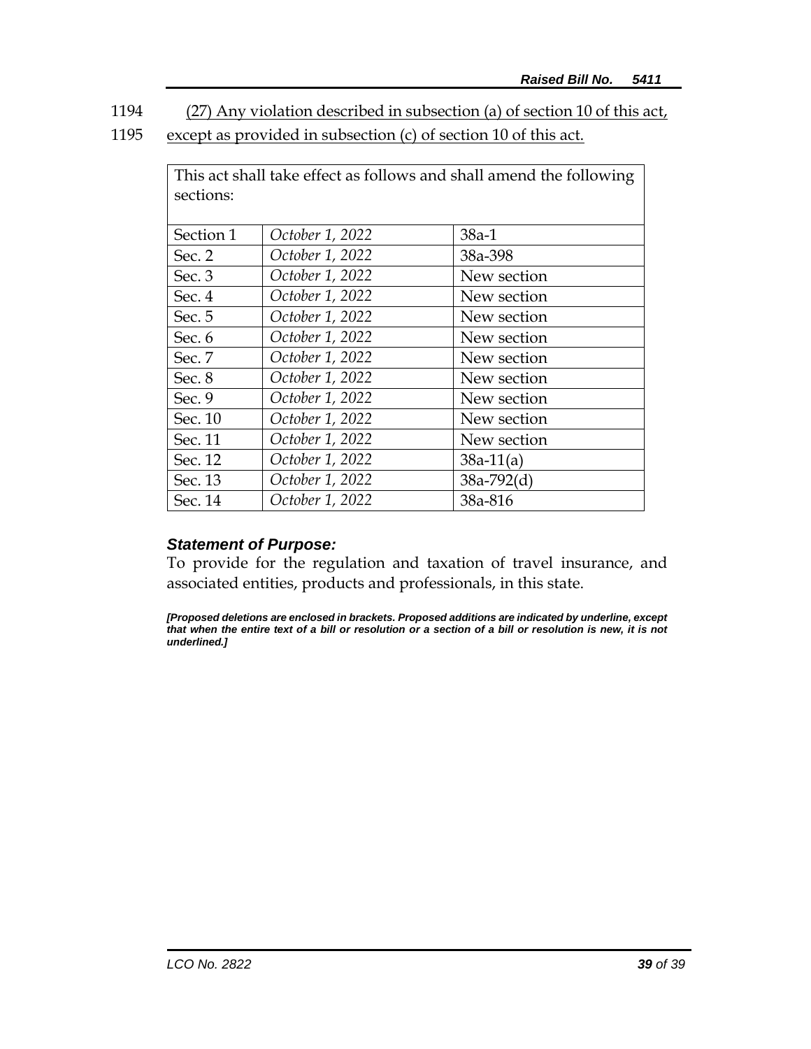1194 (27) Any violation described in subsection (a) of section 10 of this act,

1195 except as provided in subsection (c) of section 10 of this act.

| This act shall take effect as follows and shall amend the following sections: | | |
|---|---|---|
| Section 1 | *October 1, 2022* | 38a-1 |
| Sec. 2 | *October 1, 2022* | 38a-398 |
| Sec. 3 | *October 1, 2022* | New section |
| Sec. 4 | *October 1, 2022* | New section |
| Sec. 5 | *October 1, 2022* | New section |
| Sec. 6 | *October 1, 2022* | New section |
| Sec. 7 | *October 1, 2022* | New section |
| Sec. 8 | *October 1, 2022* | New section |
| Sec. 9 | *October 1, 2022* | New section |
| Sec. 10 | *October 1, 2022* | New section |
| Sec. 11 | *October 1, 2022* | New section |
| Sec. 12 | *October 1, 2022* | 38a-11(a) |
| Sec. 13 | *October 1, 2022* | 38a-792(d) |
| Sec. 14 | *October 1, 2022* | 38a-816 |

### *Statement of Purpose:*

To provide for the regulation and taxation of travel insurance, and associated entities, products and professionals, in this state.

***[Proposed deletions are enclosed in brackets. Proposed additions are indicated by underline, except that when the entire text of a bill or resolution or a section of a bill or resolution is new, it is not underlined.]***